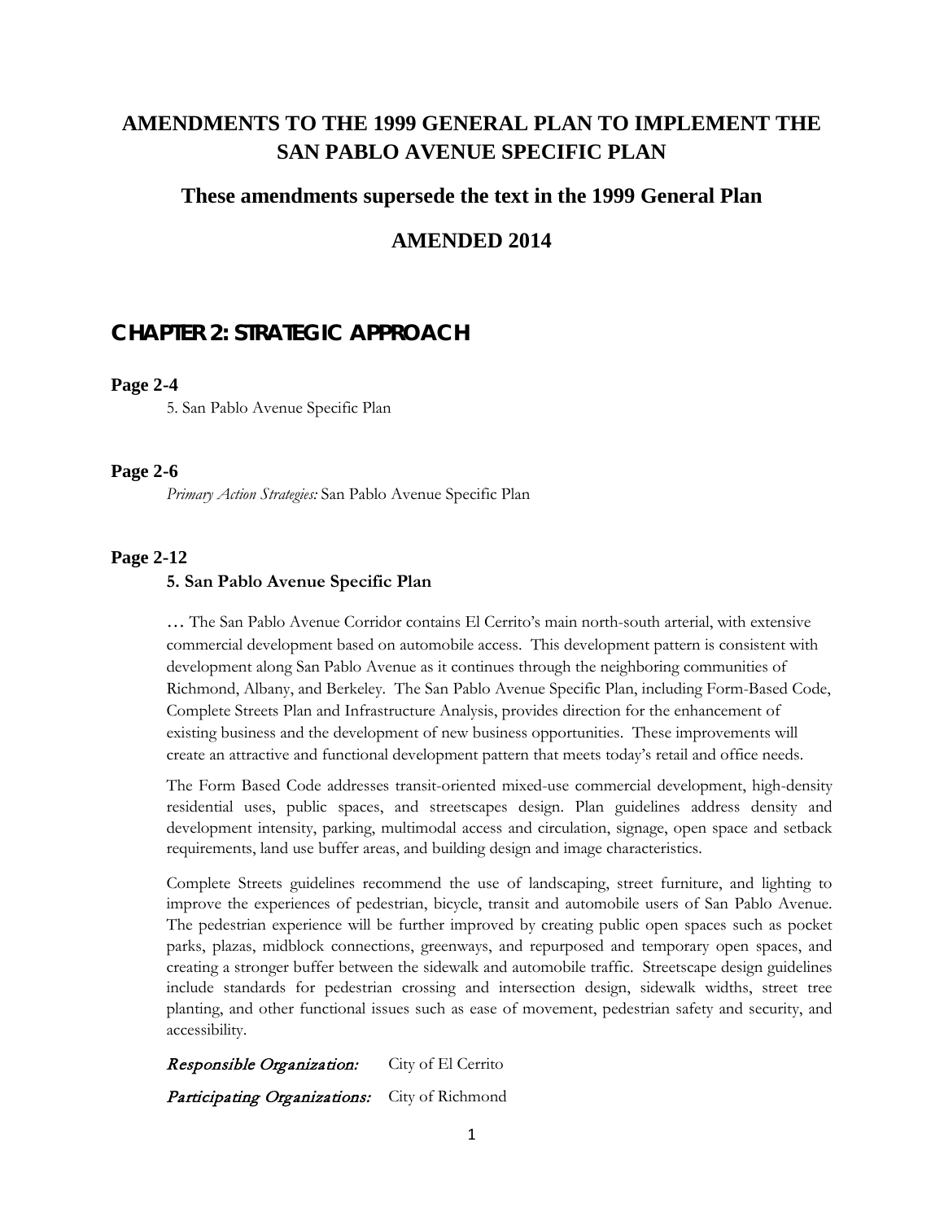# AMENDMENTS TO THE 1999 GENERAL PLAN TO IMPLEMENT THE SAN PABLO AVENUE SPECIFIC PLAN

## These amendments supersede the text in the 1999 General Plan

## AMENDED 2014

## CHAPTER 2: STRATEGIC APPROACH

### Page 2-4

5. San Pablo Avenue Specific Plan

### Page 2-6

*Primary Action Strategies:* San Pablo Avenue Specific Plan

### Page 2-12

**5. San Pablo Avenue Specific Plan**

… The San Pablo Avenue Corridor contains El Cerrito's main north-south arterial, with extensive commercial development based on automobile access. This development pattern is consistent with development along San Pablo Avenue as it continues through the neighboring communities of Richmond, Albany, and Berkeley. The San Pablo Avenue Specific Plan, including Form-Based Code, Complete Streets Plan and Infrastructure Analysis, provides direction for the enhancement of existing business and the development of new business opportunities. These improvements will create an attractive and functional development pattern that meets today's retail and office needs.

The Form Based Code addresses transit-oriented mixed-use commercial development, high-density residential uses, public spaces, and streetscapes design. Plan guidelines address density and development intensity, parking, multimodal access and circulation, signage, open space and setback requirements, land use buffer areas, and building design and image characteristics.

Complete Streets guidelines recommend the use of landscaping, street furniture, and lighting to improve the experiences of pedestrian, bicycle, transit and automobile users of San Pablo Avenue. The pedestrian experience will be further improved by creating public open spaces such as pocket parks, plazas, midblock connections, greenways, and repurposed and temporary open spaces, and creating a stronger buffer between the sidewalk and automobile traffic. Streetscape design guidelines include standards for pedestrian crossing and intersection design, sidewalk widths, street tree planting, and other functional issues such as ease of movement, pedestrian safety and security, and accessibility.

*Responsible Organization:* City of El Cerrito

*Participating Organizations:* City of Richmond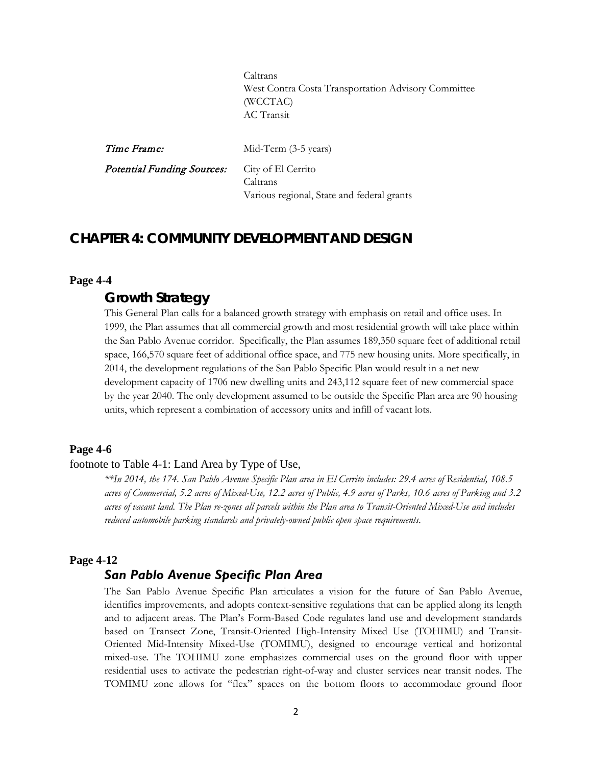Caltrans
West Contra Costa Transportation Advisory Committee (WCCTAC)
AC Transit

| | |
|---|---|
| *Time Frame:* | Mid-Term (3-5 years) |
| *Potential Funding Sources:* | City of El Cerrito<br>Caltrans<br>Various regional, State and federal grants |

## CHAPTER 4: COMMUNITY DEVELOPMENT AND DESIGN

**Page 4-4**

### Growth Strategy

This General Plan calls for a balanced growth strategy with emphasis on retail and office uses. In 1999, the Plan assumes that all commercial growth and most residential growth will take place within the San Pablo Avenue corridor. Specifically, the Plan assumes 189,350 square feet of additional retail space, 166,570 square feet of additional office space, and 775 new housing units. More specifically, in 2014, the development regulations of the San Pablo Specific Plan would result in a net new development capacity of 1706 new dwelling units and 243,112 square feet of new commercial space by the year 2040. The only development assumed to be outside the Specific Plan area are 90 housing units, which represent a combination of accessory units and infill of vacant lots.

**Page 4-6**

footnote to Table 4-1: Land Area by Type of Use,

*\*\*In 2014, the 174. San Pablo Avenue Specific Plan area in El Cerrito includes: 29.4 acres of Residential, 108.5 acres of Commercial, 5.2 acres of Mixed-Use, 12.2 acres of Public, 4.9 acres of Parks, 10.6 acres of Parking and 3.2 acres of vacant land. The Plan re-zones all parcels within the Plan area to Transit-Oriented Mixed-Use and includes reduced automobile parking standards and privately-owned public open space requirements.*

**Page 4-12**

### *San Pablo Avenue Specific Plan Area*

The San Pablo Avenue Specific Plan articulates a vision for the future of San Pablo Avenue, identifies improvements, and adopts context-sensitive regulations that can be applied along its length and to adjacent areas. The Plan's Form-Based Code regulates land use and development standards based on Transect Zone, Transit-Oriented High-Intensity Mixed Use (TOHIMU) and Transit-Oriented Mid-Intensity Mixed-Use (TOMIMU), designed to encourage vertical and horizontal mixed-use. The TOHIMU zone emphasizes commercial uses on the ground floor with upper residential uses to activate the pedestrian right-of-way and cluster services near transit nodes. The TOMIMU zone allows for "flex" spaces on the bottom floors to accommodate ground floor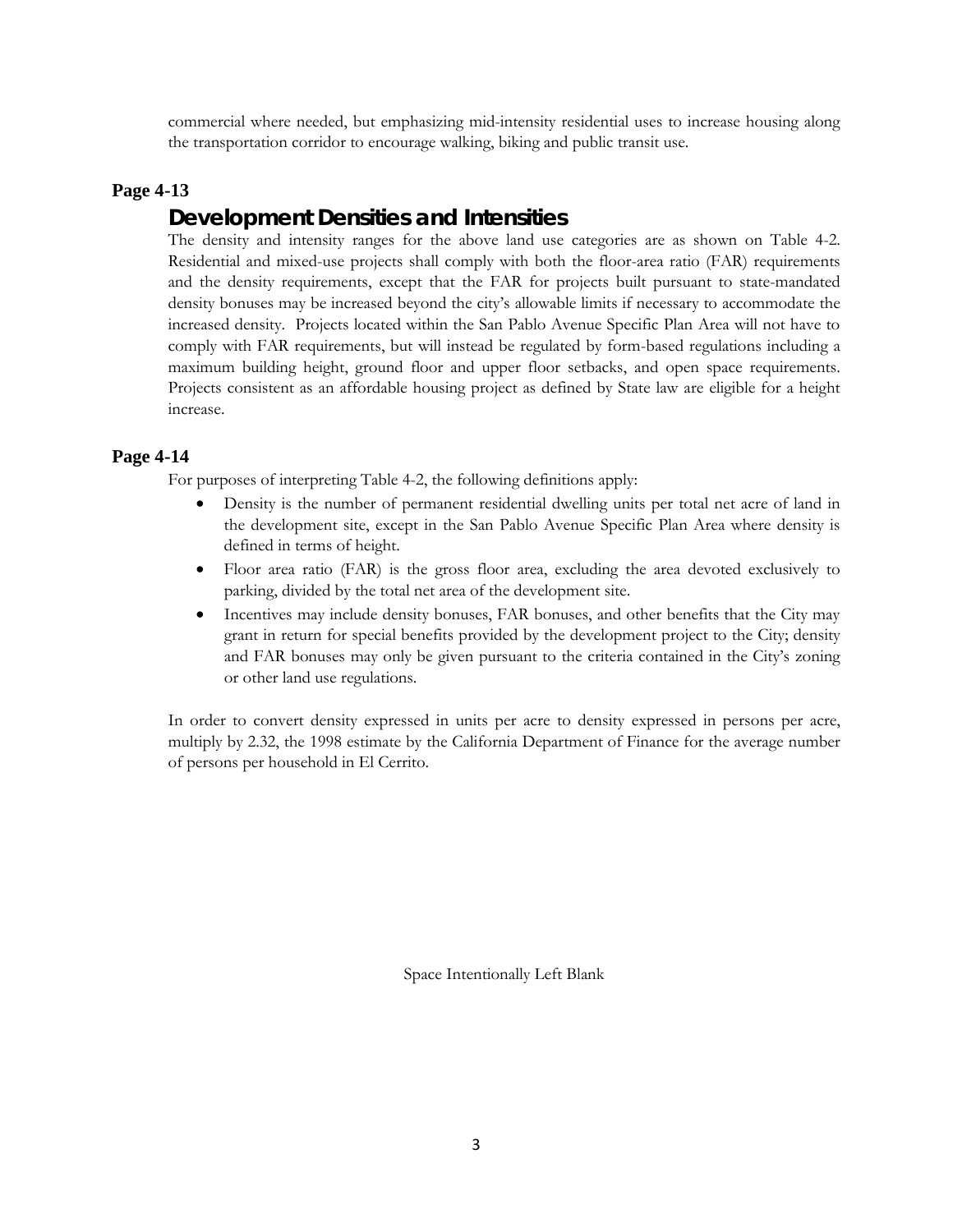commercial where needed, but emphasizing mid-intensity residential uses to increase housing along the transportation corridor to encourage walking, biking and public transit use.

**Page 4-13**

## Development Densities and Intensities

The density and intensity ranges for the above land use categories are as shown on Table 4-2. Residential and mixed-use projects shall comply with both the floor-area ratio (FAR) requirements and the density requirements, except that the FAR for projects built pursuant to state-mandated density bonuses may be increased beyond the city's allowable limits if necessary to accommodate the increased density. Projects located within the San Pablo Avenue Specific Plan Area will not have to comply with FAR requirements, but will instead be regulated by form-based regulations including a maximum building height, ground floor and upper floor setbacks, and open space requirements. Projects consistent as an affordable housing project as defined by State law are eligible for a height increase.

**Page 4-14**

For purposes of interpreting Table 4-2, the following definitions apply:

- Density is the number of permanent residential dwelling units per total net acre of land in the development site, except in the San Pablo Avenue Specific Plan Area where density is defined in terms of height.
- Floor area ratio (FAR) is the gross floor area, excluding the area devoted exclusively to parking, divided by the total net area of the development site.
- Incentives may include density bonuses, FAR bonuses, and other benefits that the City may grant in return for special benefits provided by the development project to the City; density and FAR bonuses may only be given pursuant to the criteria contained in the City's zoning or other land use regulations.

In order to convert density expressed in units per acre to density expressed in persons per acre, multiply by 2.32, the 1998 estimate by the California Department of Finance for the average number of persons per household in El Cerrito.

Space Intentionally Left Blank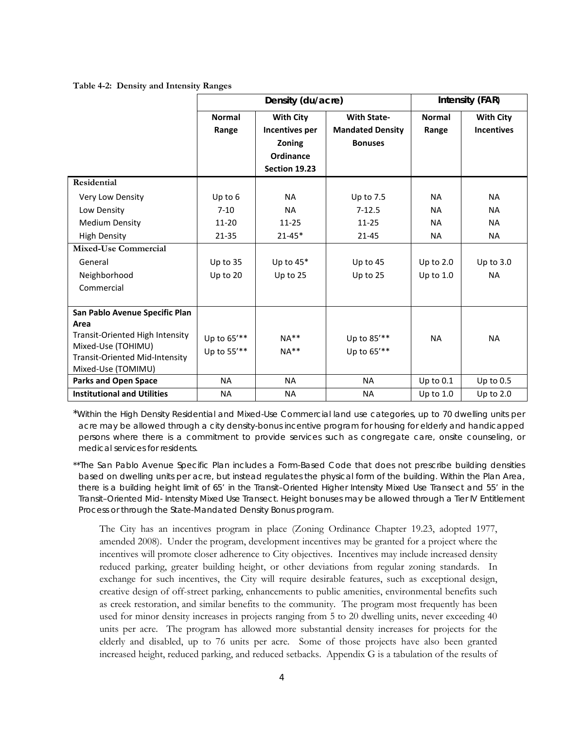**Table 4-2: Density and Intensity Ranges**

| | Density (du/acre) | | | Intensity (FAR) | |
|---|---|---|---|---|---|
| | Normal Range | With City Incentives per Zoning Ordinance Section 19.23 | With State-Mandated Density Bonuses | Normal Range | With City Incentives |
| **Residential** | | | | | |
| Very Low Density | Up to 6 | NA | Up to 7.5 | NA | NA |
| Low Density | 7-10 | NA | 7-12.5 | NA | NA |
| Medium Density | 11-20 | 11-25 | 11-25 | NA | NA |
| High Density | 21-35 | 21-45* | 21-45 | NA | NA |
| **Mixed-Use Commercial** | | | | | |
| General | Up to 35 | Up to 45* | Up to 45 | Up to 2.0 | Up to 3.0 |
| Neighborhood Commercial | Up to 20 | Up to 25 | Up to 25 | Up to 1.0 | NA |
| **San Pablo Avenue Specific Plan Area** | | | | | |
| Transit-Oriented High Intensity Mixed-Use (TOHIMU) | Up to 65'** | NA** | Up to 85'** | NA | NA |
| Transit-Oriented Mid-Intensity Mixed-Use (TOMIMU) | Up to 55'** | NA** | Up to 65'** | | |
| **Parks and Open Space** | NA | NA | NA | Up to 0.1 | Up to 0.5 |
| **Institutional and Utilities** | NA | NA | NA | Up to 1.0 | Up to 2.0 |

*Within the High Density Residential and Mixed-Use Commercial land use categories, up to 70 dwelling units per acre may be allowed through a city density-bonus incentive program for housing for elderly and handicapped persons where there is a commitment to provide services such as congregate care, onsite counseling, or medical services for residents.

**The San Pablo Avenue Specific Plan includes a Form-Based Code that does not prescribe building densities based on dwelling units per acre, but instead regulates the physical form of the building. Within the Plan Area, there is a building height limit of 65' in the Transit–Oriented Higher Intensity Mixed Use Transect and 55' in the Transit–Oriented Mid- Intensity Mixed Use Transect. Height bonuses may be allowed through a Tier IV Entitlement Process or through the State-Mandated Density Bonus program.

The City has an incentives program in place (Zoning Ordinance Chapter 19.23, adopted 1977, amended 2008). Under the program, development incentives may be granted for a project where the incentives will promote closer adherence to City objectives. Incentives may include increased density reduced parking, greater building height, or other deviations from regular zoning standards. In exchange for such incentives, the City will require desirable features, such as exceptional design, creative design of off-street parking, enhancements to public amenities, environmental benefits such as creek restoration, and similar benefits to the community. The program most frequently has been used for minor density increases in projects ranging from 5 to 20 dwelling units, never exceeding 40 units per acre. The program has allowed more substantial density increases for projects for the elderly and disabled, up to 76 units per acre. Some of those projects have also been granted increased height, reduced parking, and reduced setbacks. Appendix G is a tabulation of the results of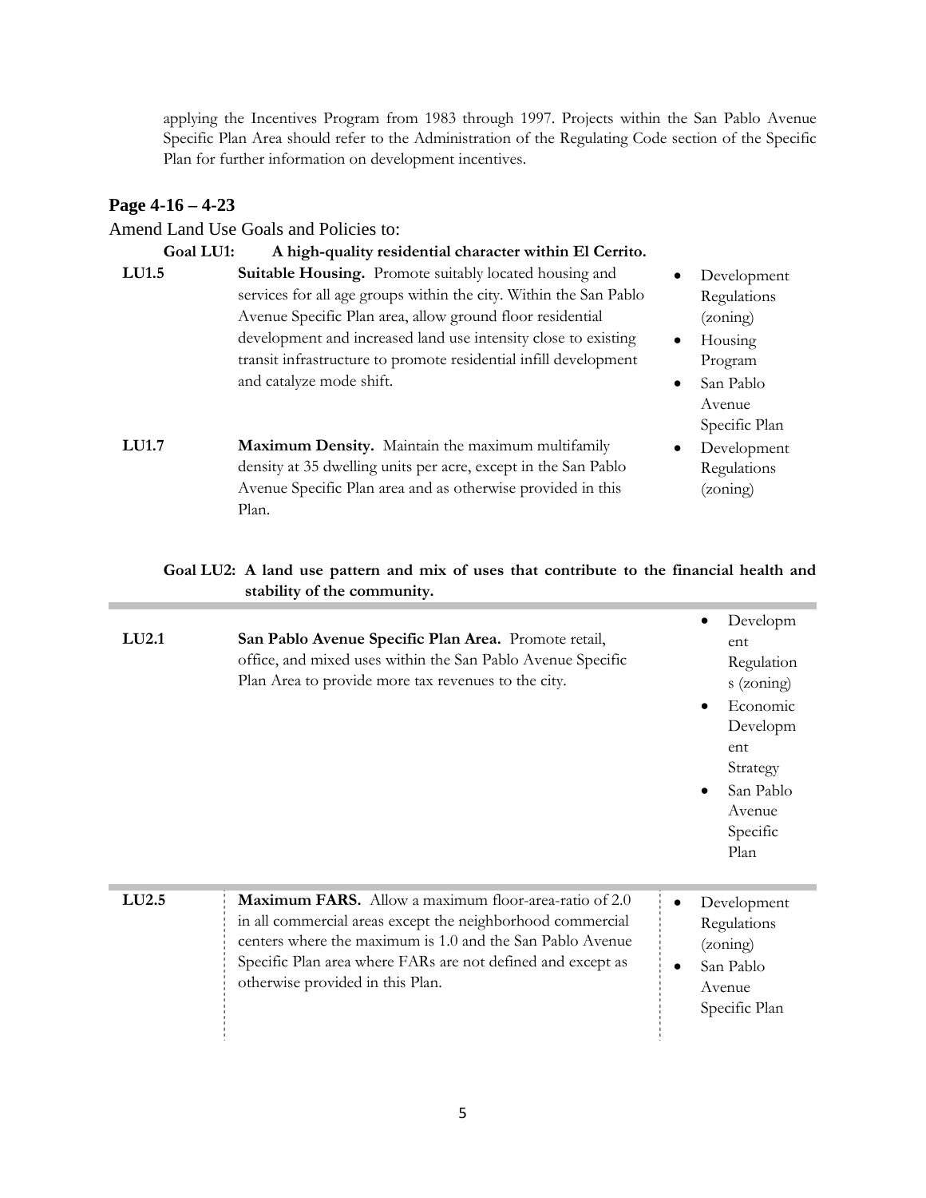applying the Incentives Program from 1983 through 1997. Projects within the San Pablo Avenue Specific Plan Area should refer to the Administration of the Regulating Code section of the Specific Plan for further information on development incentives.

## Page 4-16 – 4-23

Amend Land Use Goals and Policies to:

**Goal LU1: A high-quality residential character within El Cerrito.**

| | | |
|---|---|---|
| **LU1.5** | **Suitable Housing.** Promote suitably located housing and services for all age groups within the city. Within the San Pablo Avenue Specific Plan area, allow ground floor residential development and increased land use intensity close to existing transit infrastructure to promote residential infill development and catalyze mode shift. | • Development Regulations (zoning)<br>• Housing Program<br>• San Pablo Avenue Specific Plan |
| **LU1.7** | **Maximum Density.** Maintain the maximum multifamily density at 35 dwelling units per acre, except in the San Pablo Avenue Specific Plan area and as otherwise provided in this Plan. | • Development Regulations (zoning) |

**Goal LU2: A land use pattern and mix of uses that contribute to the financial health and stability of the community.**

| | | |
|---|---|---|
| **LU2.1** | **San Pablo Avenue Specific Plan Area.** Promote retail, office, and mixed uses within the San Pablo Avenue Specific Plan Area to provide more tax revenues to the city. | • Development Regulations (zoning)<br>• Economic Development Strategy<br>• San Pablo Avenue Specific Plan |
| **LU2.5** | **Maximum FARS.** Allow a maximum floor-area-ratio of 2.0 in all commercial areas except the neighborhood commercial centers where the maximum is 1.0 and the San Pablo Avenue Specific Plan area where FARs are not defined and except as otherwise provided in this Plan. | • Development Regulations (zoning)<br>• San Pablo Avenue Specific Plan |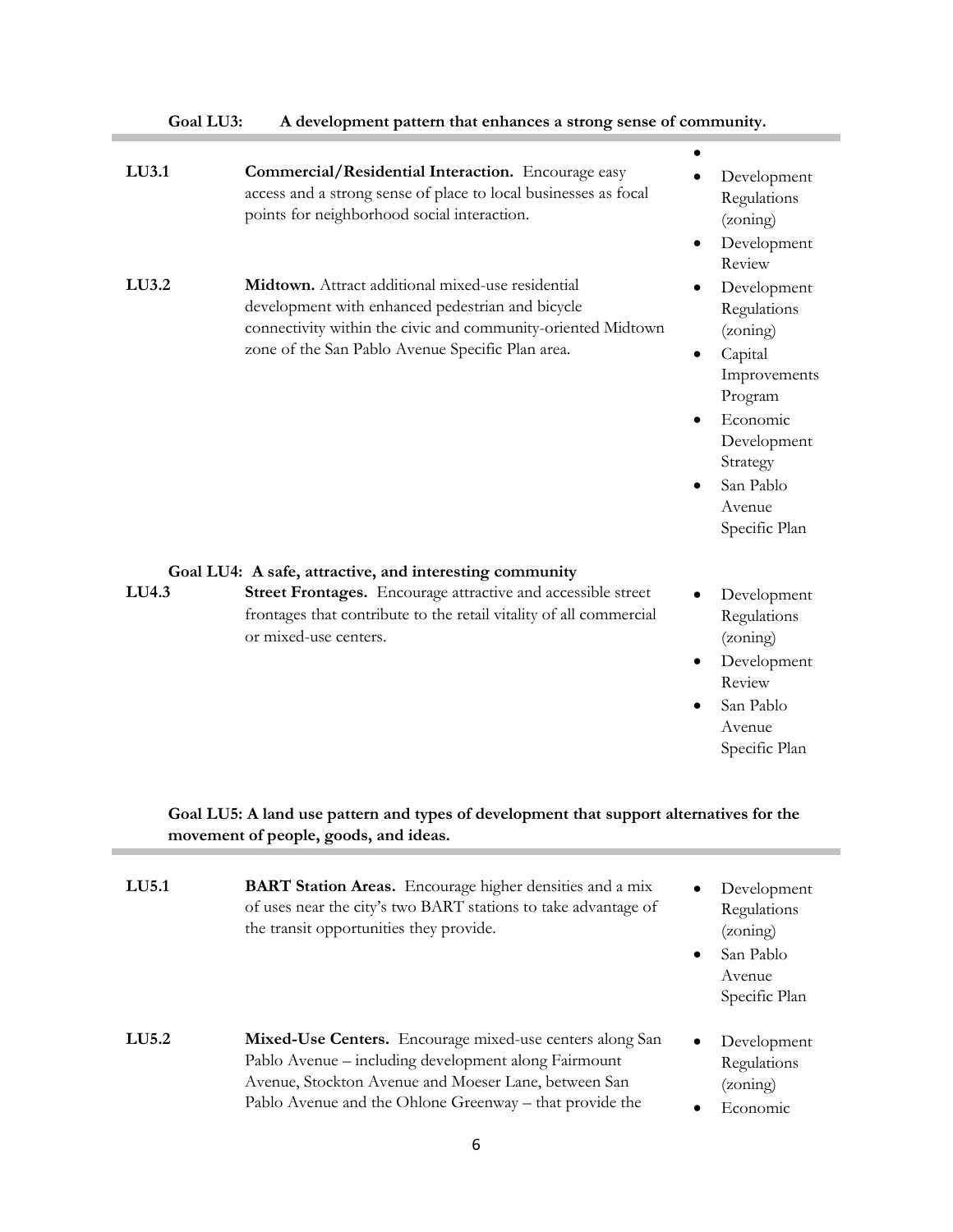**Goal LU3: A development pattern that enhances a strong sense of community.**

| | | |
|---|---|---|
| **LU3.1** | **Commercial/Residential Interaction.** Encourage easy access and a strong sense of place to local businesses as focal points for neighborhood social interaction. | • <br>• Development Regulations (zoning)<br>• Development Review |
| **LU3.2** | **Midtown.** Attract additional mixed-use residential development with enhanced pedestrian and bicycle connectivity within the civic and community-oriented Midtown zone of the San Pablo Avenue Specific Plan area. | • Development Regulations (zoning)<br>• Capital Improvements Program<br>• Economic Development Strategy<br>• San Pablo Avenue Specific Plan |

**Goal LU4: A safe, attractive, and interesting community**

| | | |
|---|---|---|
| **LU4.3** | **Street Frontages.** Encourage attractive and accessible street frontages that contribute to the retail vitality of all commercial or mixed-use centers. | • Development Regulations (zoning)<br>• Development Review<br>• San Pablo Avenue Specific Plan |

**Goal LU5: A land use pattern and types of development that support alternatives for the movement of people, goods, and ideas.**

| | | |
|---|---|---|
| **LU5.1** | **BART Station Areas.** Encourage higher densities and a mix of uses near the city's two BART stations to take advantage of the transit opportunities they provide. | • Development Regulations (zoning)<br>• San Pablo Avenue Specific Plan |
| **LU5.2** | **Mixed-Use Centers.** Encourage mixed-use centers along San Pablo Avenue – including development along Fairmount Avenue, Stockton Avenue and Moeser Lane, between San Pablo Avenue and the Ohlone Greenway – that provide the | • Development Regulations (zoning)<br>• Economic |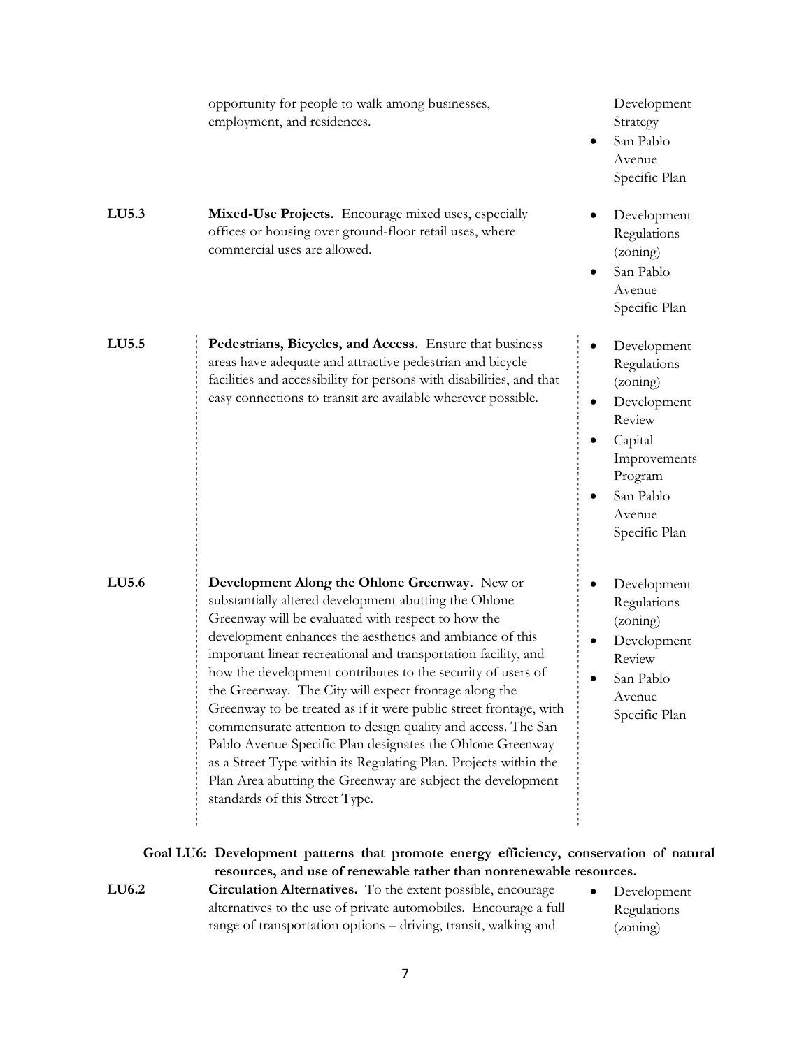| | | |
|---|---|---|
| | opportunity for people to walk among businesses, employment, and residences. | Development Strategy<br>• San Pablo Avenue Specific Plan |
| **LU5.3** | **Mixed-Use Projects.** Encourage mixed uses, especially offices or housing over ground-floor retail uses, where commercial uses are allowed. | • Development Regulations (zoning)<br>• San Pablo Avenue Specific Plan |
| **LU5.5** | **Pedestrians, Bicycles, and Access.** Ensure that business areas have adequate and attractive pedestrian and bicycle facilities and accessibility for persons with disabilities, and that easy connections to transit are available wherever possible. | • Development Regulations (zoning)<br>• Development Review<br>• Capital Improvements Program<br>• San Pablo Avenue Specific Plan |
| **LU5.6** | **Development Along the Ohlone Greenway.** New or substantially altered development abutting the Ohlone Greenway will be evaluated with respect to how the development enhances the aesthetics and ambiance of this important linear recreational and transportation facility, and how the development contributes to the security of users of the Greenway. The City will expect frontage along the Greenway to be treated as if it were public street frontage, with commensurate attention to design quality and access. The San Pablo Avenue Specific Plan designates the Ohlone Greenway as a Street Type within its Regulating Plan. Projects within the Plan Area abutting the Greenway are subject the development standards of this Street Type. | • Development Regulations (zoning)<br>• Development Review<br>• San Pablo Avenue Specific Plan |

**Goal LU6: Development patterns that promote energy efficiency, conservation of natural resources, and use of renewable rather than nonrenewable resources.**

| | | |
|---|---|---|
| **LU6.2** | **Circulation Alternatives.** To the extent possible, encourage alternatives to the use of private automobiles. Encourage a full range of transportation options – driving, transit, walking and | • Development Regulations (zoning) |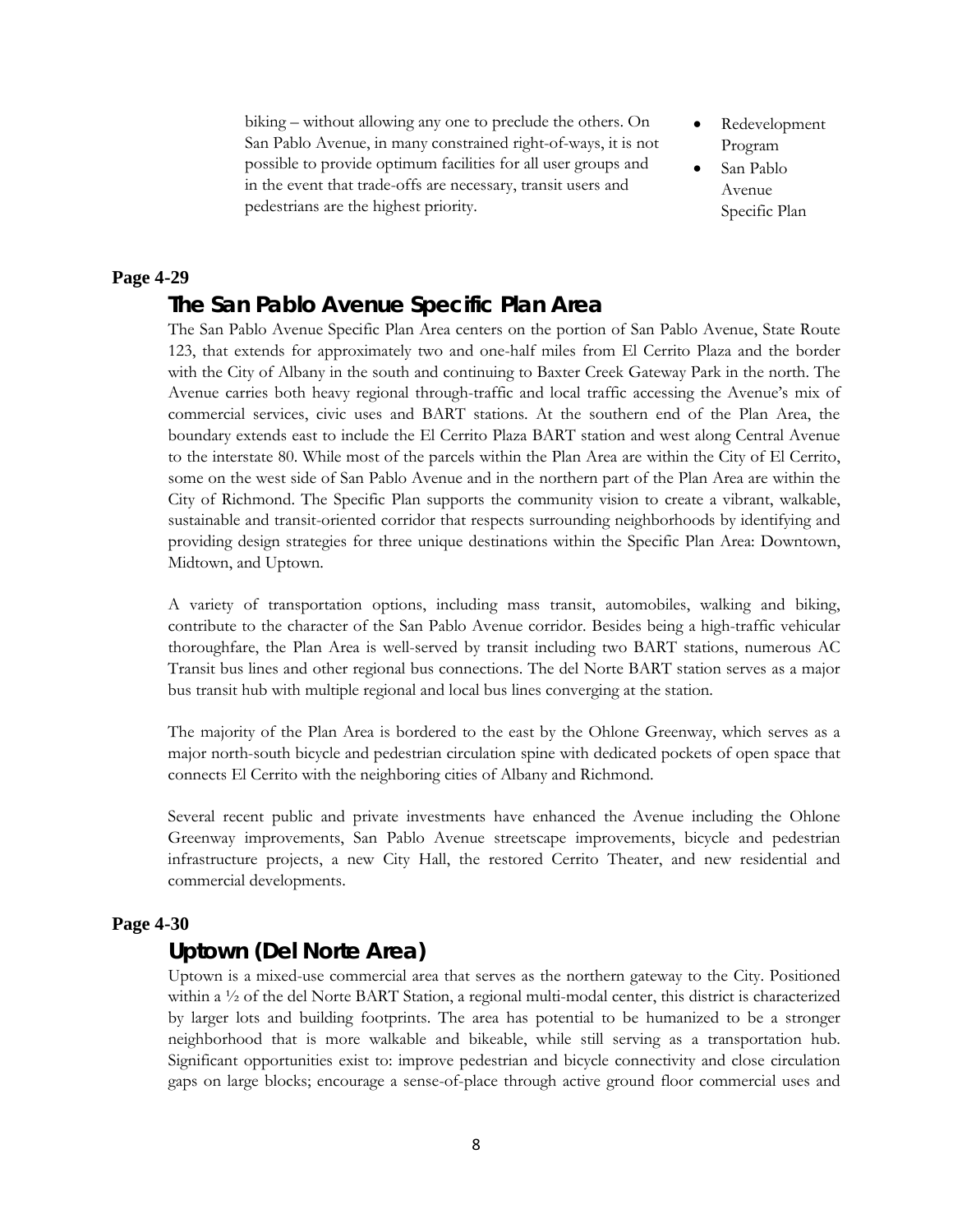biking – without allowing any one to preclude the others. On San Pablo Avenue, in many constrained right-of-ways, it is not possible to provide optimum facilities for all user groups and in the event that trade-offs are necessary, transit users and pedestrians are the highest priority.

- Redevelopment Program
- San Pablo Avenue Specific Plan

**Page 4-29**

## The San Pablo Avenue Specific Plan Area

The San Pablo Avenue Specific Plan Area centers on the portion of San Pablo Avenue, State Route 123, that extends for approximately two and one-half miles from El Cerrito Plaza and the border with the City of Albany in the south and continuing to Baxter Creek Gateway Park in the north. The Avenue carries both heavy regional through-traffic and local traffic accessing the Avenue's mix of commercial services, civic uses and BART stations. At the southern end of the Plan Area, the boundary extends east to include the El Cerrito Plaza BART station and west along Central Avenue to the interstate 80. While most of the parcels within the Plan Area are within the City of El Cerrito, some on the west side of San Pablo Avenue and in the northern part of the Plan Area are within the City of Richmond. The Specific Plan supports the community vision to create a vibrant, walkable, sustainable and transit-oriented corridor that respects surrounding neighborhoods by identifying and providing design strategies for three unique destinations within the Specific Plan Area: Downtown, Midtown, and Uptown.

A variety of transportation options, including mass transit, automobiles, walking and biking, contribute to the character of the San Pablo Avenue corridor. Besides being a high-traffic vehicular thoroughfare, the Plan Area is well-served by transit including two BART stations, numerous AC Transit bus lines and other regional bus connections. The del Norte BART station serves as a major bus transit hub with multiple regional and local bus lines converging at the station.

The majority of the Plan Area is bordered to the east by the Ohlone Greenway, which serves as a major north-south bicycle and pedestrian circulation spine with dedicated pockets of open space that connects El Cerrito with the neighboring cities of Albany and Richmond.

Several recent public and private investments have enhanced the Avenue including the Ohlone Greenway improvements, San Pablo Avenue streetscape improvements, bicycle and pedestrian infrastructure projects, a new City Hall, the restored Cerrito Theater, and new residential and commercial developments.

**Page 4-30**

## Uptown (Del Norte Area)

Uptown is a mixed-use commercial area that serves as the northern gateway to the City. Positioned within a ½ of the del Norte BART Station, a regional multi-modal center, this district is characterized by larger lots and building footprints. The area has potential to be humanized to be a stronger neighborhood that is more walkable and bikeable, while still serving as a transportation hub. Significant opportunities exist to: improve pedestrian and bicycle connectivity and close circulation gaps on large blocks; encourage a sense-of-place through active ground floor commercial uses and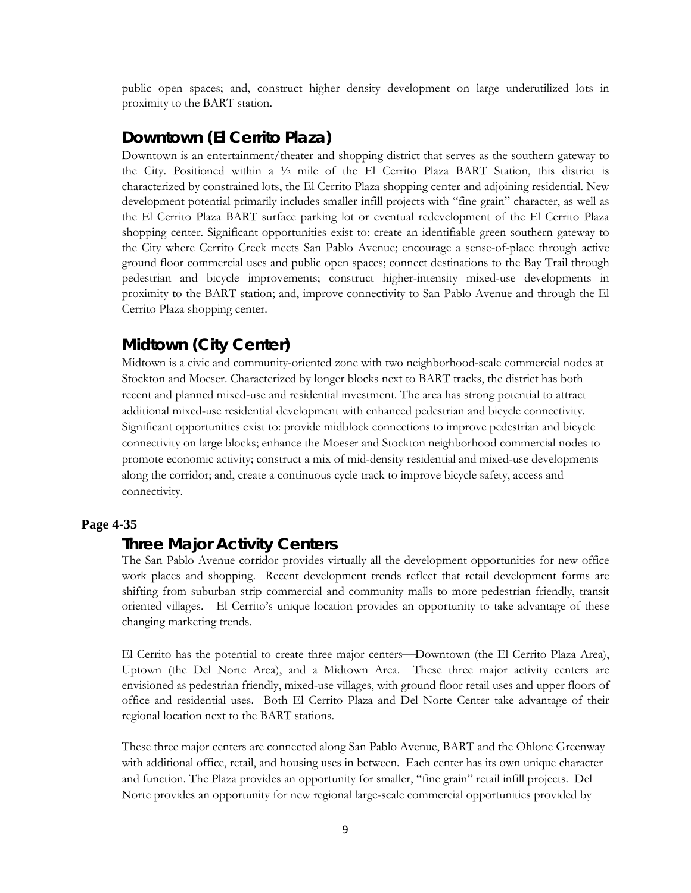public open spaces; and, construct higher density development on large underutilized lots in proximity to the BART station.

## Downtown (El Cerrito Plaza)

Downtown is an entertainment/theater and shopping district that serves as the southern gateway to the City. Positioned within a ½ mile of the El Cerrito Plaza BART Station, this district is characterized by constrained lots, the El Cerrito Plaza shopping center and adjoining residential. New development potential primarily includes smaller infill projects with "fine grain" character, as well as the El Cerrito Plaza BART surface parking lot or eventual redevelopment of the El Cerrito Plaza shopping center. Significant opportunities exist to: create an identifiable green southern gateway to the City where Cerrito Creek meets San Pablo Avenue; encourage a sense-of-place through active ground floor commercial uses and public open spaces; connect destinations to the Bay Trail through pedestrian and bicycle improvements; construct higher-intensity mixed-use developments in proximity to the BART station; and, improve connectivity to San Pablo Avenue and through the El Cerrito Plaza shopping center.

## Midtown (City Center)

Midtown is a civic and community-oriented zone with two neighborhood-scale commercial nodes at Stockton and Moeser. Characterized by longer blocks next to BART tracks, the district has both recent and planned mixed-use and residential investment. The area has strong potential to attract additional mixed-use residential development with enhanced pedestrian and bicycle connectivity. Significant opportunities exist to: provide midblock connections to improve pedestrian and bicycle connectivity on large blocks; enhance the Moeser and Stockton neighborhood commercial nodes to promote economic activity; construct a mix of mid-density residential and mixed-use developments along the corridor; and, create a continuous cycle track to improve bicycle safety, access and connectivity.

**Page 4-35**

## Three Major Activity Centers

The San Pablo Avenue corridor provides virtually all the development opportunities for new office work places and shopping. Recent development trends reflect that retail development forms are shifting from suburban strip commercial and community malls to more pedestrian friendly, transit oriented villages. El Cerrito's unique location provides an opportunity to take advantage of these changing marketing trends.

El Cerrito has the potential to create three major centers—Downtown (the El Cerrito Plaza Area), Uptown (the Del Norte Area), and a Midtown Area. These three major activity centers are envisioned as pedestrian friendly, mixed-use villages, with ground floor retail uses and upper floors of office and residential uses. Both El Cerrito Plaza and Del Norte Center take advantage of their regional location next to the BART stations.

These three major centers are connected along San Pablo Avenue, BART and the Ohlone Greenway with additional office, retail, and housing uses in between. Each center has its own unique character and function. The Plaza provides an opportunity for smaller, "fine grain" retail infill projects. Del Norte provides an opportunity for new regional large-scale commercial opportunities provided by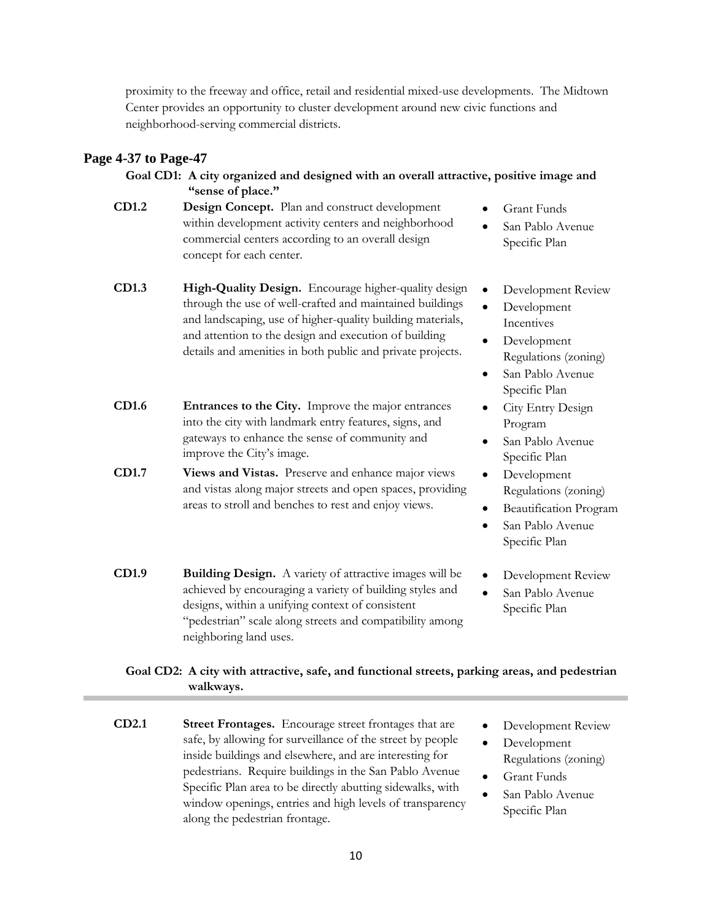proximity to the freeway and office, retail and residential mixed-use developments. The Midtown Center provides an opportunity to cluster development around new civic functions and neighborhood-serving commercial districts.

## Page 4-37 to Page-47

**Goal CD1: A city organized and designed with an overall attractive, positive image and "sense of place."**

| | | |
|---|---|---|
| **CD1.2** | **Design Concept.** Plan and construct development within development activity centers and neighborhood commercial centers according to an overall design concept for each center. | • Grant Funds<br>• San Pablo Avenue Specific Plan |
| **CD1.3** | **High-Quality Design.** Encourage higher-quality design through the use of well-crafted and maintained buildings and landscaping, use of higher-quality building materials, and attention to the design and execution of building details and amenities in both public and private projects. | • Development Review<br>• Development Incentives<br>• Development Regulations (zoning)<br>• San Pablo Avenue Specific Plan |
| **CD1.6** | **Entrances to the City.** Improve the major entrances into the city with landmark entry features, signs, and gateways to enhance the sense of community and improve the City's image. | • City Entry Design Program<br>• San Pablo Avenue Specific Plan |
| **CD1.7** | **Views and Vistas.** Preserve and enhance major views and vistas along major streets and open spaces, providing areas to stroll and benches to rest and enjoy views. | • Development Regulations (zoning)<br>• Beautification Program<br>• San Pablo Avenue Specific Plan |
| **CD1.9** | **Building Design.** A variety of attractive images will be achieved by encouraging a variety of building styles and designs, within a unifying context of consistent "pedestrian" scale along streets and compatibility among neighboring land uses. | • Development Review<br>• San Pablo Avenue Specific Plan |

**Goal CD2: A city with attractive, safe, and functional streets, parking areas, and pedestrian walkways.**

| | | |
|---|---|---|
| **CD2.1** | **Street Frontages.** Encourage street frontages that are safe, by allowing for surveillance of the street by people inside buildings and elsewhere, and are interesting for pedestrians. Require buildings in the San Pablo Avenue Specific Plan area to be directly abutting sidewalks, with window openings, entries and high levels of transparency along the pedestrian frontage. | • Development Review<br>• Development Regulations (zoning)<br>• Grant Funds<br>• San Pablo Avenue Specific Plan |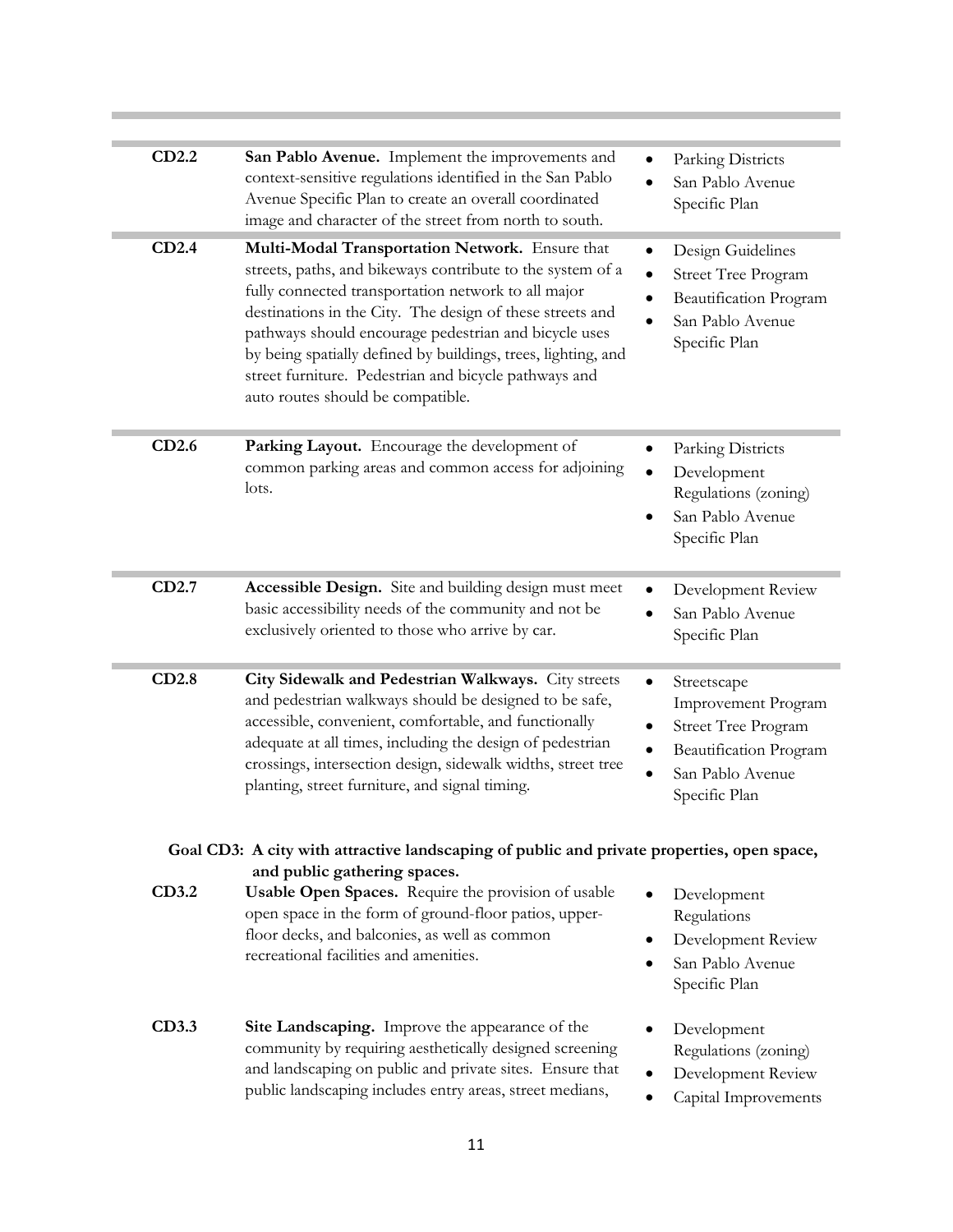| | | |
|---|---|---|
| **CD2.2** | **San Pablo Avenue.** Implement the improvements and context-sensitive regulations identified in the San Pablo Avenue Specific Plan to create an overall coordinated image and character of the street from north to south. | • Parking Districts<br>• San Pablo Avenue Specific Plan |
| **CD2.4** | **Multi-Modal Transportation Network.** Ensure that streets, paths, and bikeways contribute to the system of a fully connected transportation network to all major destinations in the City. The design of these streets and pathways should encourage pedestrian and bicycle uses by being spatially defined by buildings, trees, lighting, and street furniture. Pedestrian and bicycle pathways and auto routes should be compatible. | • Design Guidelines<br>• Street Tree Program<br>• Beautification Program<br>• San Pablo Avenue Specific Plan |
| **CD2.6** | **Parking Layout.** Encourage the development of common parking areas and common access for adjoining lots. | • Parking Districts<br>• Development Regulations (zoning)<br>• San Pablo Avenue Specific Plan |
| **CD2.7** | **Accessible Design.** Site and building design must meet basic accessibility needs of the community and not be exclusively oriented to those who arrive by car. | • Development Review<br>• San Pablo Avenue Specific Plan |
| **CD2.8** | **City Sidewalk and Pedestrian Walkways.** City streets and pedestrian walkways should be designed to be safe, accessible, convenient, comfortable, and functionally adequate at all times, including the design of pedestrian crossings, intersection design, sidewalk widths, street tree planting, street furniture, and signal timing. | • Streetscape Improvement Program<br>• Street Tree Program<br>• Beautification Program<br>• San Pablo Avenue Specific Plan |

**Goal CD3: A city with attractive landscaping of public and private properties, open space, and public gathering spaces.**

| | | |
|---|---|---|
| **CD3.2** | **Usable Open Spaces.** Require the provision of usable open space in the form of ground-floor patios, upper-floor decks, and balconies, as well as common recreational facilities and amenities. | • Development Regulations<br>• Development Review<br>• San Pablo Avenue Specific Plan |
| **CD3.3** | **Site Landscaping.** Improve the appearance of the community by requiring aesthetically designed screening and landscaping on public and private sites. Ensure that public landscaping includes entry areas, street medians, | • Development Regulations (zoning)<br>• Development Review<br>• Capital Improvements |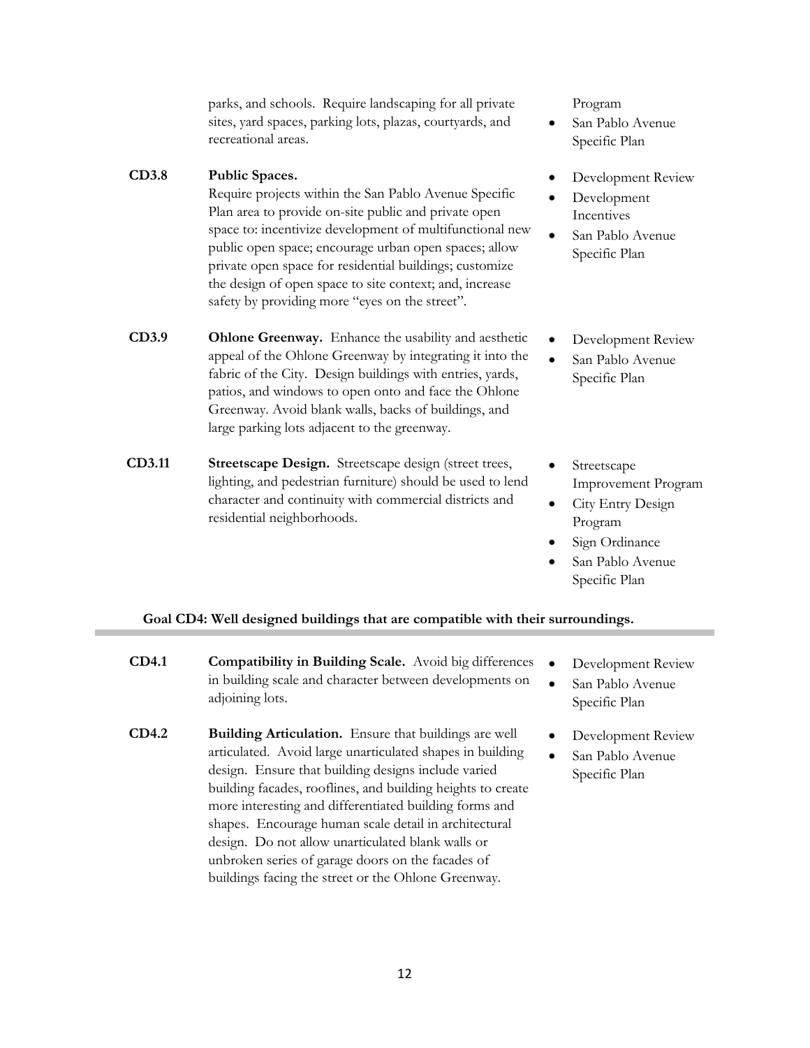| | | |
|---|---|---|
| | parks, and schools. Require landscaping for all private sites, yard spaces, parking lots, plazas, courtyards, and recreational areas. | Program<br>• San Pablo Avenue Specific Plan |
| **CD3.8** | **Public Spaces.** Require projects within the San Pablo Avenue Specific Plan area to provide on-site public and private open space to: incentivize development of multifunctional new public open space; encourage urban open spaces; allow private open space for residential buildings; customize the design of open space to site context; and, increase safety by providing more "eyes on the street". | • Development Review<br>• Development Incentives<br>• San Pablo Avenue Specific Plan |
| **CD3.9** | **Ohlone Greenway.** Enhance the usability and aesthetic appeal of the Ohlone Greenway by integrating it into the fabric of the City. Design buildings with entries, yards, patios, and windows to open onto and face the Ohlone Greenway. Avoid blank walls, backs of buildings, and large parking lots adjacent to the greenway. | • Development Review<br>• San Pablo Avenue Specific Plan |
| **CD3.11** | **Streetscape Design.** Streetscape design (street trees, lighting, and pedestrian furniture) should be used to lend character and continuity with commercial districts and residential neighborhoods. | • Streetscape Improvement Program<br>• City Entry Design Program<br>• Sign Ordinance<br>• San Pablo Avenue Specific Plan |

**Goal CD4: Well designed buildings that are compatible with their surroundings.**

| | | |
|---|---|---|
| **CD4.1** | **Compatibility in Building Scale.** Avoid big differences in building scale and character between developments on adjoining lots. | • Development Review<br>• San Pablo Avenue Specific Plan |
| **CD4.2** | **Building Articulation.** Ensure that buildings are well articulated. Avoid large unarticulated shapes in building design. Ensure that building designs include varied building facades, rooflines, and building heights to create more interesting and differentiated building forms and shapes. Encourage human scale detail in architectural design. Do not allow unarticulated blank walls or unbroken series of garage doors on the facades of buildings facing the street or the Ohlone Greenway. | • Development Review<br>• San Pablo Avenue Specific Plan |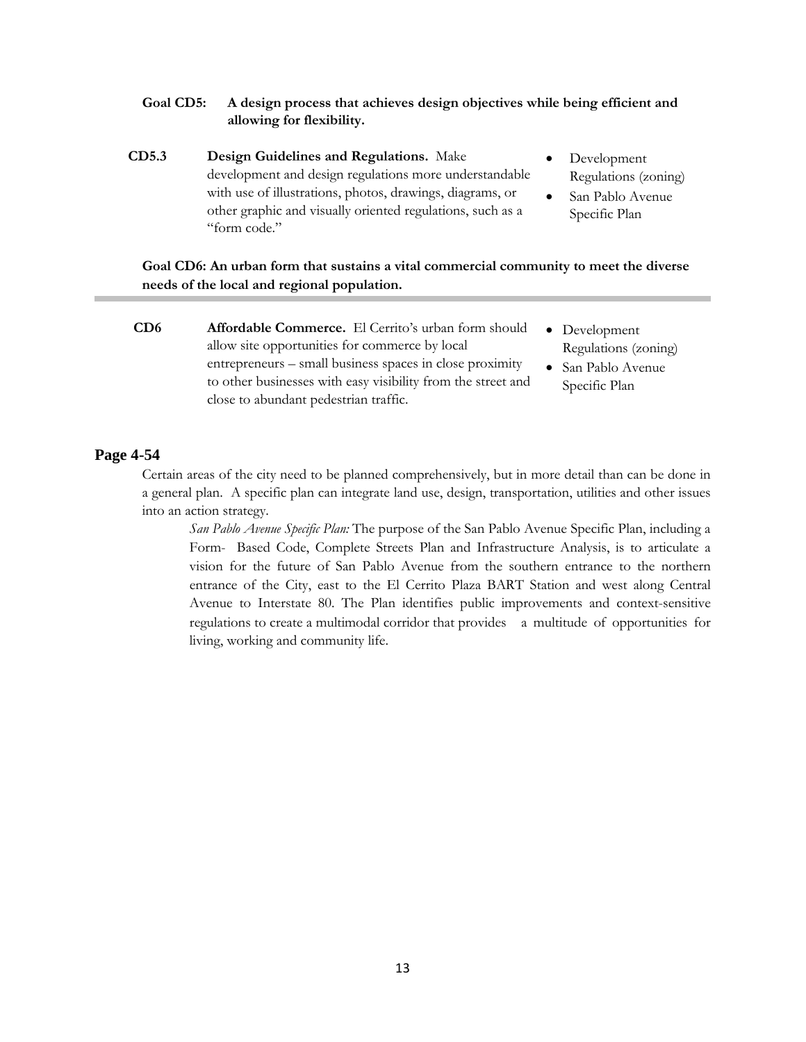**Goal CD5: A design process that achieves design objectives while being efficient and allowing for flexibility.**

| | | |
|---|---|---|
| **CD5.3** | **Design Guidelines and Regulations.** Make development and design regulations more understandable with use of illustrations, photos, drawings, diagrams, or other graphic and visually oriented regulations, such as a "form code." | • Development Regulations (zoning)<br>• San Pablo Avenue Specific Plan |

**Goal CD6: An urban form that sustains a vital commercial community to meet the diverse needs of the local and regional population.**

| | | |
|---|---|---|
| **CD6** | **Affordable Commerce.** El Cerrito's urban form should allow site opportunities for commerce by local entrepreneurs – small business spaces in close proximity to other businesses with easy visibility from the street and close to abundant pedestrian traffic. | • Development Regulations (zoning)<br>• San Pablo Avenue Specific Plan |

## Page 4-54

Certain areas of the city need to be planned comprehensively, but in more detail than can be done in a general plan. A specific plan can integrate land use, design, transportation, utilities and other issues into an action strategy.

*San Pablo Avenue Specific Plan:* The purpose of the San Pablo Avenue Specific Plan, including a Form- Based Code, Complete Streets Plan and Infrastructure Analysis, is to articulate a vision for the future of San Pablo Avenue from the southern entrance to the northern entrance of the City, east to the El Cerrito Plaza BART Station and west along Central Avenue to Interstate 80. The Plan identifies public improvements and context-sensitive regulations to create a multimodal corridor that provides a multitude of opportunities for living, working and community life.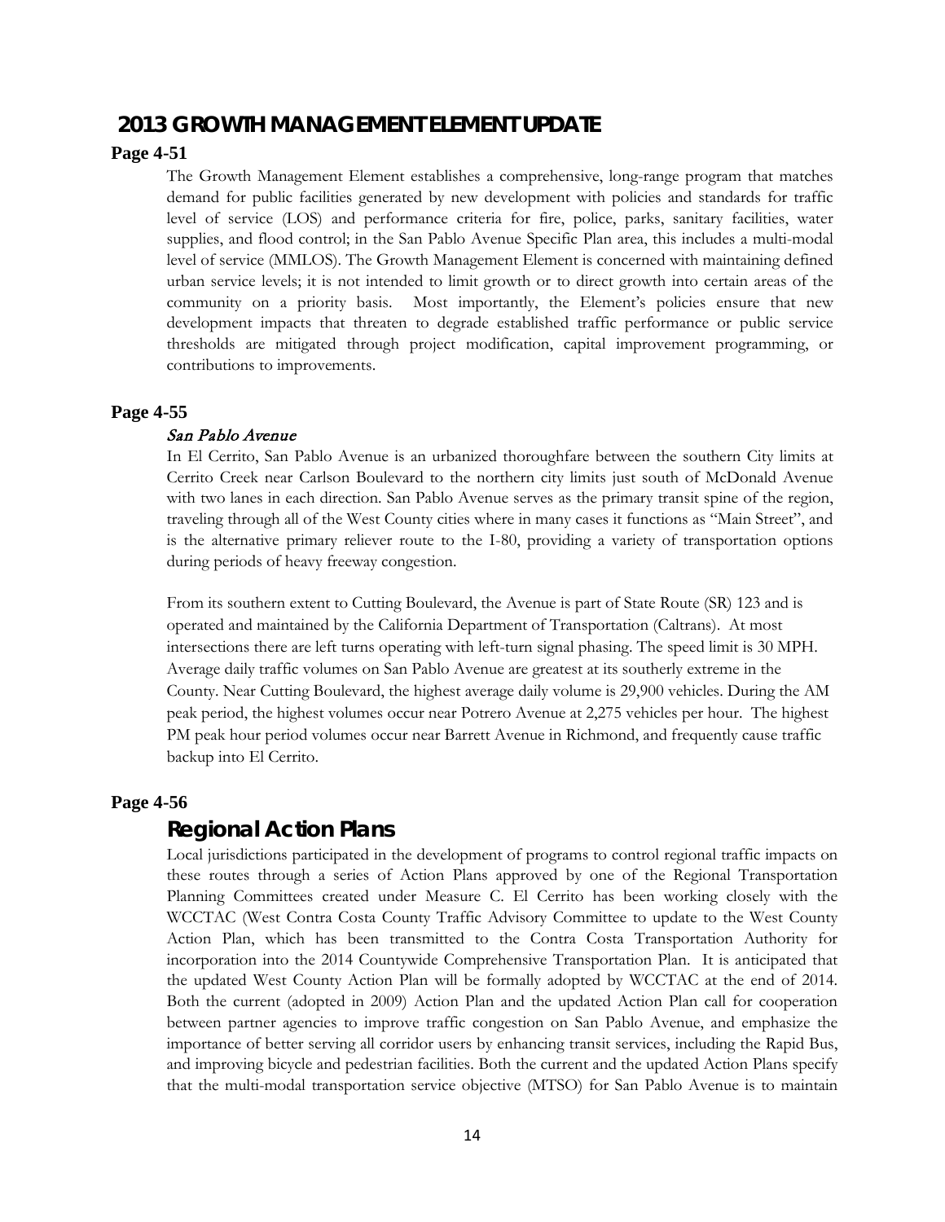## 2013 GROWTH MANAGEMENT ELEMENT UPDATE

**Page 4-51**

The Growth Management Element establishes a comprehensive, long-range program that matches demand for public facilities generated by new development with policies and standards for traffic level of service (LOS) and performance criteria for fire, police, parks, sanitary facilities, water supplies, and flood control; in the San Pablo Avenue Specific Plan area, this includes a multi-modal level of service (MMLOS). The Growth Management Element is concerned with maintaining defined urban service levels; it is not intended to limit growth or to direct growth into certain areas of the community on a priority basis. Most importantly, the Element's policies ensure that new development impacts that threaten to degrade established traffic performance or public service thresholds are mitigated through project modification, capital improvement programming, or contributions to improvements.

**Page 4-55**

*San Pablo Avenue*

In El Cerrito, San Pablo Avenue is an urbanized thoroughfare between the southern City limits at Cerrito Creek near Carlson Boulevard to the northern city limits just south of McDonald Avenue with two lanes in each direction. San Pablo Avenue serves as the primary transit spine of the region, traveling through all of the West County cities where in many cases it functions as "Main Street", and is the alternative primary reliever route to the I-80, providing a variety of transportation options during periods of heavy freeway congestion.

From its southern extent to Cutting Boulevard, the Avenue is part of State Route (SR) 123 and is operated and maintained by the California Department of Transportation (Caltrans). At most intersections there are left turns operating with left-turn signal phasing. The speed limit is 30 MPH. Average daily traffic volumes on San Pablo Avenue are greatest at its southerly extreme in the County. Near Cutting Boulevard, the highest average daily volume is 29,900 vehicles. During the AM peak period, the highest volumes occur near Potrero Avenue at 2,275 vehicles per hour. The highest PM peak hour period volumes occur near Barrett Avenue in Richmond, and frequently cause traffic backup into El Cerrito.

**Page 4-56**

### Regional Action Plans

Local jurisdictions participated in the development of programs to control regional traffic impacts on these routes through a series of Action Plans approved by one of the Regional Transportation Planning Committees created under Measure C. El Cerrito has been working closely with the WCCTAC (West Contra Costa County Traffic Advisory Committee to update to the West County Action Plan, which has been transmitted to the Contra Costa Transportation Authority for incorporation into the 2014 Countywide Comprehensive Transportation Plan. It is anticipated that the updated West County Action Plan will be formally adopted by WCCTAC at the end of 2014. Both the current (adopted in 2009) Action Plan and the updated Action Plan call for cooperation between partner agencies to improve traffic congestion on San Pablo Avenue, and emphasize the importance of better serving all corridor users by enhancing transit services, including the Rapid Bus, and improving bicycle and pedestrian facilities. Both the current and the updated Action Plans specify that the multi-modal transportation service objective (MTSO) for San Pablo Avenue is to maintain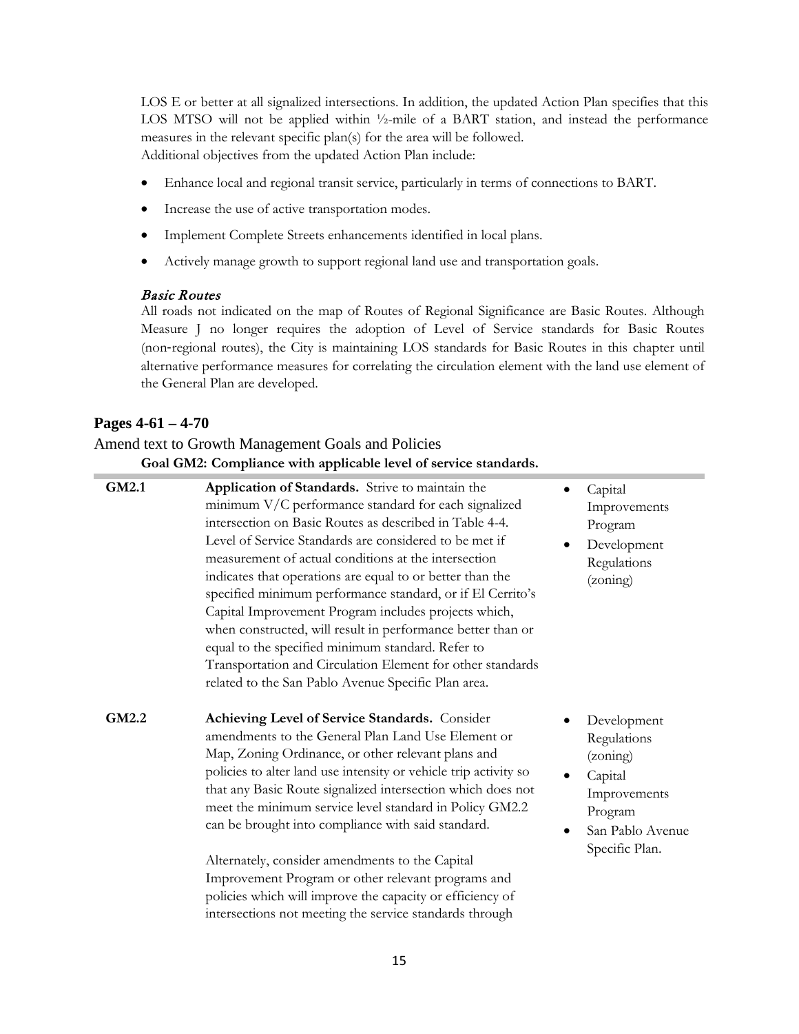LOS E or better at all signalized intersections. In addition, the updated Action Plan specifies that this LOS MTSO will not be applied within ½-mile of a BART station, and instead the performance measures in the relevant specific plan(s) for the area will be followed.
Additional objectives from the updated Action Plan include:

- Enhance local and regional transit service, particularly in terms of connections to BART.
- Increase the use of active transportation modes.
- Implement Complete Streets enhancements identified in local plans.
- Actively manage growth to support regional land use and transportation goals.

*Basic Routes*
All roads not indicated on the map of Routes of Regional Significance are Basic Routes. Although Measure J no longer requires the adoption of Level of Service standards for Basic Routes (non-regional routes), the City is maintaining LOS standards for Basic Routes in this chapter until alternative performance measures for correlating the circulation element with the land use element of the General Plan are developed.

## Pages 4-61 – 4-70

Amend text to Growth Management Goals and Policies

**Goal GM2: Compliance with applicable level of service standards.**

| | | |
|---|---|---|
| **GM2.1** | **Application of Standards.** Strive to maintain the minimum V/C performance standard for each signalized intersection on Basic Routes as described in Table 4-4. Level of Service Standards are considered to be met if measurement of actual conditions at the intersection indicates that operations are equal to or better than the specified minimum performance standard, or if El Cerrito's Capital Improvement Program includes projects which, when constructed, will result in performance better than or equal to the specified minimum standard. Refer to Transportation and Circulation Element for other standards related to the San Pablo Avenue Specific Plan area. | • Capital Improvements Program<br>• Development Regulations (zoning) |
| **GM2.2** | **Achieving Level of Service Standards.** Consider amendments to the General Plan Land Use Element or Map, Zoning Ordinance, or other relevant plans and policies to alter land use intensity or vehicle trip activity so that any Basic Route signalized intersection which does not meet the minimum service level standard in Policy GM2.2 can be brought into compliance with said standard.<br><br>Alternately, consider amendments to the Capital Improvement Program or other relevant programs and policies which will improve the capacity or efficiency of intersections not meeting the service standards through | • Development Regulations (zoning)<br>• Capital Improvements Program<br>• San Pablo Avenue Specific Plan. |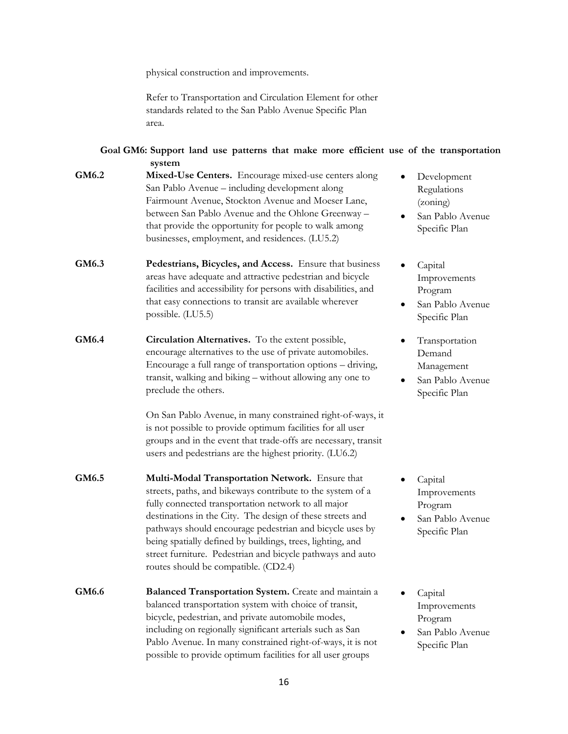physical construction and improvements.

Refer to Transportation and Circulation Element for other standards related to the San Pablo Avenue Specific Plan area.

**Goal GM6: Support land use patterns that make more efficient use of the transportation system**

| Policy | Description | Implementation |
|---|---|---|
| **GM6.2** | **Mixed-Use Centers.** Encourage mixed-use centers along San Pablo Avenue – including development along Fairmount Avenue, Stockton Avenue and Moeser Lane, between San Pablo Avenue and the Ohlone Greenway – that provide the opportunity for people to walk among businesses, employment, and residences. (LU5.2) | • Development Regulations (zoning)<br>• San Pablo Avenue Specific Plan |
| **GM6.3** | **Pedestrians, Bicycles, and Access.** Ensure that business areas have adequate and attractive pedestrian and bicycle facilities and accessibility for persons with disabilities, and that easy connections to transit are available wherever possible. (LU5.5) | • Capital Improvements Program<br>• San Pablo Avenue Specific Plan |
| **GM6.4** | **Circulation Alternatives.** To the extent possible, encourage alternatives to the use of private automobiles. Encourage a full range of transportation options – driving, transit, walking and biking – without allowing any one to preclude the others.<br><br>On San Pablo Avenue, in many constrained right-of-ways, it is not possible to provide optimum facilities for all user groups and in the event that trade-offs are necessary, transit users and pedestrians are the highest priority. (LU6.2) | • Transportation Demand Management<br>• San Pablo Avenue Specific Plan |
| **GM6.5** | **Multi-Modal Transportation Network.** Ensure that streets, paths, and bikeways contribute to the system of a fully connected transportation network to all major destinations in the City. The design of these streets and pathways should encourage pedestrian and bicycle uses by being spatially defined by buildings, trees, lighting, and street furniture. Pedestrian and bicycle pathways and auto routes should be compatible. (CD2.4) | • Capital Improvements Program<br>• San Pablo Avenue Specific Plan |
| **GM6.6** | **Balanced Transportation System.** Create and maintain a balanced transportation system with choice of transit, bicycle, pedestrian, and private automobile modes, including on regionally significant arterials such as San Pablo Avenue. In many constrained right-of-ways, it is not possible to provide optimum facilities for all user groups | • Capital Improvements Program<br>• San Pablo Avenue Specific Plan |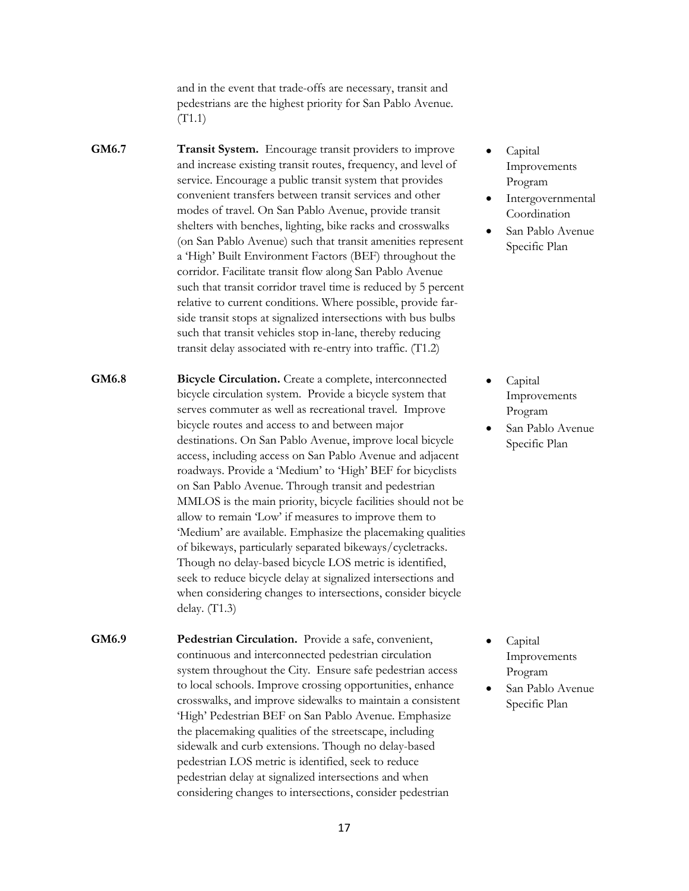and in the event that trade-offs are necessary, transit and pedestrians are the highest priority for San Pablo Avenue. (T1.1)

| | | |
|---|---|---|
| **GM6.7** | **Transit System.** Encourage transit providers to improve and increase existing transit routes, frequency, and level of service. Encourage a public transit system that provides convenient transfers between transit services and other modes of travel. On San Pablo Avenue, provide transit shelters with benches, lighting, bike racks and crosswalks (on San Pablo Avenue) such that transit amenities represent a 'High' Built Environment Factors (BEF) throughout the corridor. Facilitate transit flow along San Pablo Avenue such that transit corridor travel time is reduced by 5 percent relative to current conditions. Where possible, provide far-side transit stops at signalized intersections with bus bulbs such that transit vehicles stop in-lane, thereby reducing transit delay associated with re-entry into traffic. (T1.2) | • Capital Improvements Program<br>• Intergovernmental Coordination<br>• San Pablo Avenue Specific Plan |
| **GM6.8** | **Bicycle Circulation.** Create a complete, interconnected bicycle circulation system. Provide a bicycle system that serves commuter as well as recreational travel. Improve bicycle routes and access to and between major destinations. On San Pablo Avenue, improve local bicycle access, including access on San Pablo Avenue and adjacent roadways. Provide a 'Medium' to 'High' BEF for bicyclists on San Pablo Avenue. Through transit and pedestrian MMLOS is the main priority, bicycle facilities should not be allow to remain 'Low' if measures to improve them to 'Medium' are available. Emphasize the placemaking qualities of bikeways, particularly separated bikeways/cycletracks. Though no delay-based bicycle LOS metric is identified, seek to reduce bicycle delay at signalized intersections and when considering changes to intersections, consider bicycle delay. (T1.3) | • Capital Improvements Program<br>• San Pablo Avenue Specific Plan |
| **GM6.9** | **Pedestrian Circulation.** Provide a safe, convenient, continuous and interconnected pedestrian circulation system throughout the City. Ensure safe pedestrian access to local schools. Improve crossing opportunities, enhance crosswalks, and improve sidewalks to maintain a consistent 'High' Pedestrian BEF on San Pablo Avenue. Emphasize the placemaking qualities of the streetscape, including sidewalk and curb extensions. Though no delay-based pedestrian LOS metric is identified, seek to reduce pedestrian delay at signalized intersections and when considering changes to intersections, consider pedestrian | • Capital Improvements Program<br>• San Pablo Avenue Specific Plan |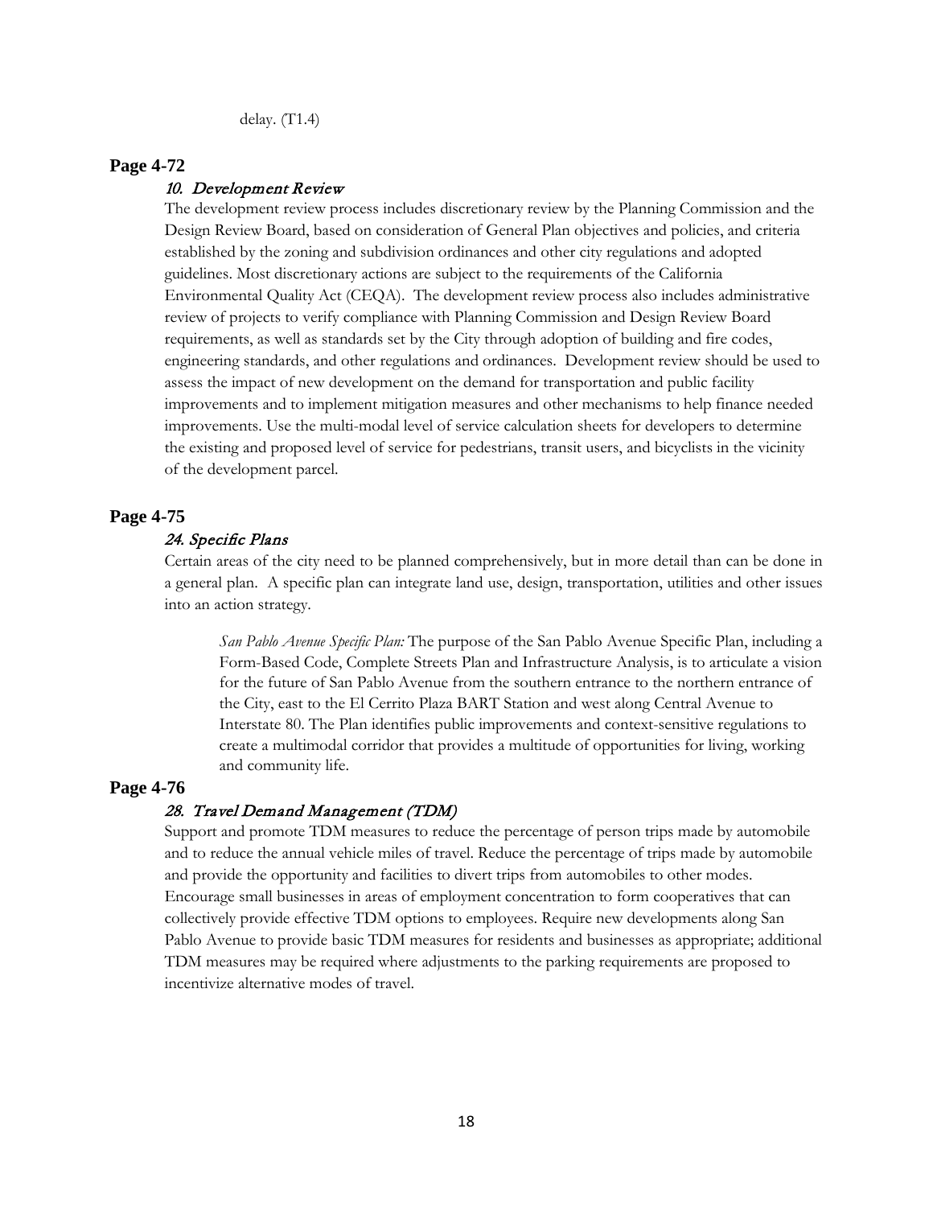delay. (T1.4)

## Page 4-72

### *10. Development Review*

The development review process includes discretionary review by the Planning Commission and the Design Review Board, based on consideration of General Plan objectives and policies, and criteria established by the zoning and subdivision ordinances and other city regulations and adopted guidelines. Most discretionary actions are subject to the requirements of the California Environmental Quality Act (CEQA). The development review process also includes administrative review of projects to verify compliance with Planning Commission and Design Review Board requirements, as well as standards set by the City through adoption of building and fire codes, engineering standards, and other regulations and ordinances. Development review should be used to assess the impact of new development on the demand for transportation and public facility improvements and to implement mitigation measures and other mechanisms to help finance needed improvements. Use the multi-modal level of service calculation sheets for developers to determine the existing and proposed level of service for pedestrians, transit users, and bicyclists in the vicinity of the development parcel.

## Page 4-75

### *24. Specific Plans*

Certain areas of the city need to be planned comprehensively, but in more detail than can be done in a general plan. A specific plan can integrate land use, design, transportation, utilities and other issues into an action strategy.

> *San Pablo Avenue Specific Plan:* The purpose of the San Pablo Avenue Specific Plan, including a Form-Based Code, Complete Streets Plan and Infrastructure Analysis, is to articulate a vision for the future of San Pablo Avenue from the southern entrance to the northern entrance of the City, east to the El Cerrito Plaza BART Station and west along Central Avenue to Interstate 80. The Plan identifies public improvements and context-sensitive regulations to create a multimodal corridor that provides a multitude of opportunities for living, working and community life.

## Page 4-76

### *28. Travel Demand Management (TDM)*

Support and promote TDM measures to reduce the percentage of person trips made by automobile and to reduce the annual vehicle miles of travel. Reduce the percentage of trips made by automobile and provide the opportunity and facilities to divert trips from automobiles to other modes. Encourage small businesses in areas of employment concentration to form cooperatives that can collectively provide effective TDM options to employees. Require new developments along San Pablo Avenue to provide basic TDM measures for residents and businesses as appropriate; additional TDM measures may be required where adjustments to the parking requirements are proposed to incentivize alternative modes of travel.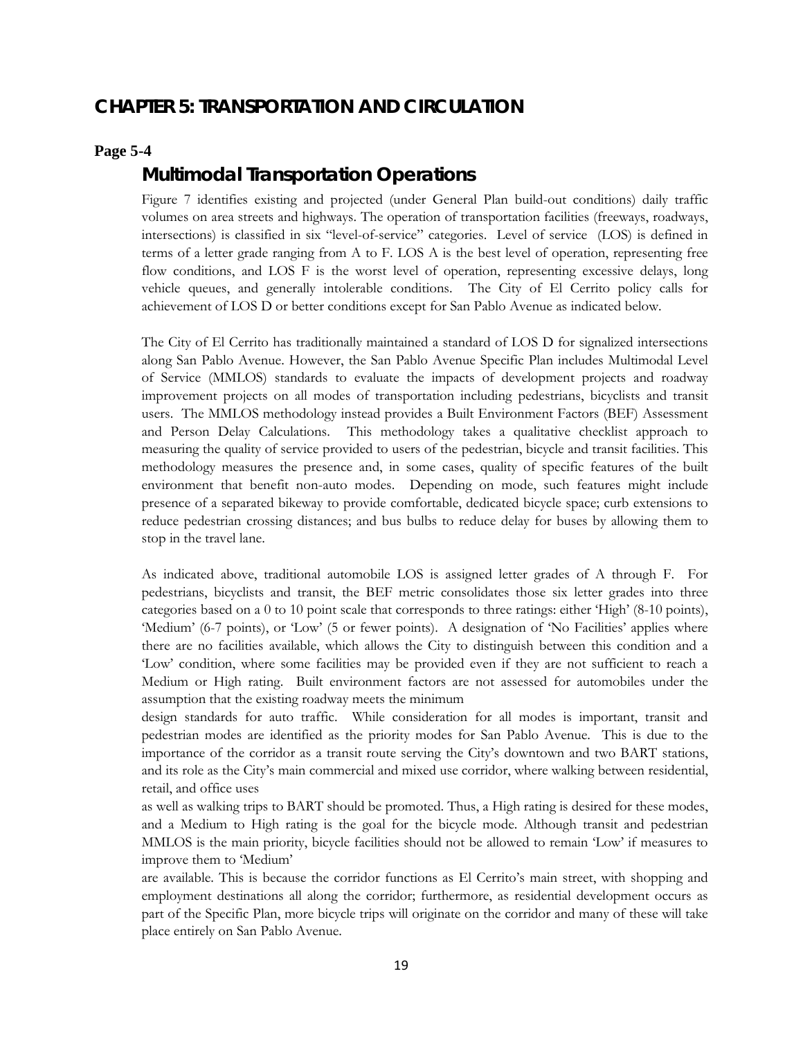# CHAPTER 5: TRANSPORTATION AND CIRCULATION

**Page 5-4**

## Multimodal Transportation Operations

Figure 7 identifies existing and projected (under General Plan build-out conditions) daily traffic volumes on area streets and highways. The operation of transportation facilities (freeways, roadways, intersections) is classified in six "level-of-service" categories. Level of service (LOS) is defined in terms of a letter grade ranging from A to F. LOS A is the best level of operation, representing free flow conditions, and LOS F is the worst level of operation, representing excessive delays, long vehicle queues, and generally intolerable conditions. The City of El Cerrito policy calls for achievement of LOS D or better conditions except for San Pablo Avenue as indicated below.

The City of El Cerrito has traditionally maintained a standard of LOS D for signalized intersections along San Pablo Avenue. However, the San Pablo Avenue Specific Plan includes Multimodal Level of Service (MMLOS) standards to evaluate the impacts of development projects and roadway improvement projects on all modes of transportation including pedestrians, bicyclists and transit users. The MMLOS methodology instead provides a Built Environment Factors (BEF) Assessment and Person Delay Calculations. This methodology takes a qualitative checklist approach to measuring the quality of service provided to users of the pedestrian, bicycle and transit facilities. This methodology measures the presence and, in some cases, quality of specific features of the built environment that benefit non-auto modes. Depending on mode, such features might include presence of a separated bikeway to provide comfortable, dedicated bicycle space; curb extensions to reduce pedestrian crossing distances; and bus bulbs to reduce delay for buses by allowing them to stop in the travel lane.

As indicated above, traditional automobile LOS is assigned letter grades of A through F. For pedestrians, bicyclists and transit, the BEF metric consolidates those six letter grades into three categories based on a 0 to 10 point scale that corresponds to three ratings: either 'High' (8-10 points), 'Medium' (6-7 points), or 'Low' (5 or fewer points). A designation of 'No Facilities' applies where there are no facilities available, which allows the City to distinguish between this condition and a 'Low' condition, where some facilities may be provided even if they are not sufficient to reach a Medium or High rating. Built environment factors are not assessed for automobiles under the assumption that the existing roadway meets the minimum design standards for auto traffic. While consideration for all modes is important, transit and pedestrian modes are identified as the priority modes for San Pablo Avenue. This is due to the importance of the corridor as a transit route serving the City's downtown and two BART stations, and its role as the City's main commercial and mixed use corridor, where walking between residential, retail, and office uses as well as walking trips to BART should be promoted. Thus, a High rating is desired for these modes, and a Medium to High rating is the goal for the bicycle mode. Although transit and pedestrian MMLOS is the main priority, bicycle facilities should not be allowed to remain 'Low' if measures to improve them to 'Medium' are available. This is because the corridor functions as El Cerrito's main street, with shopping and employment destinations all along the corridor; furthermore, as residential development occurs as part of the Specific Plan, more bicycle trips will originate on the corridor and many of these will take place entirely on San Pablo Avenue.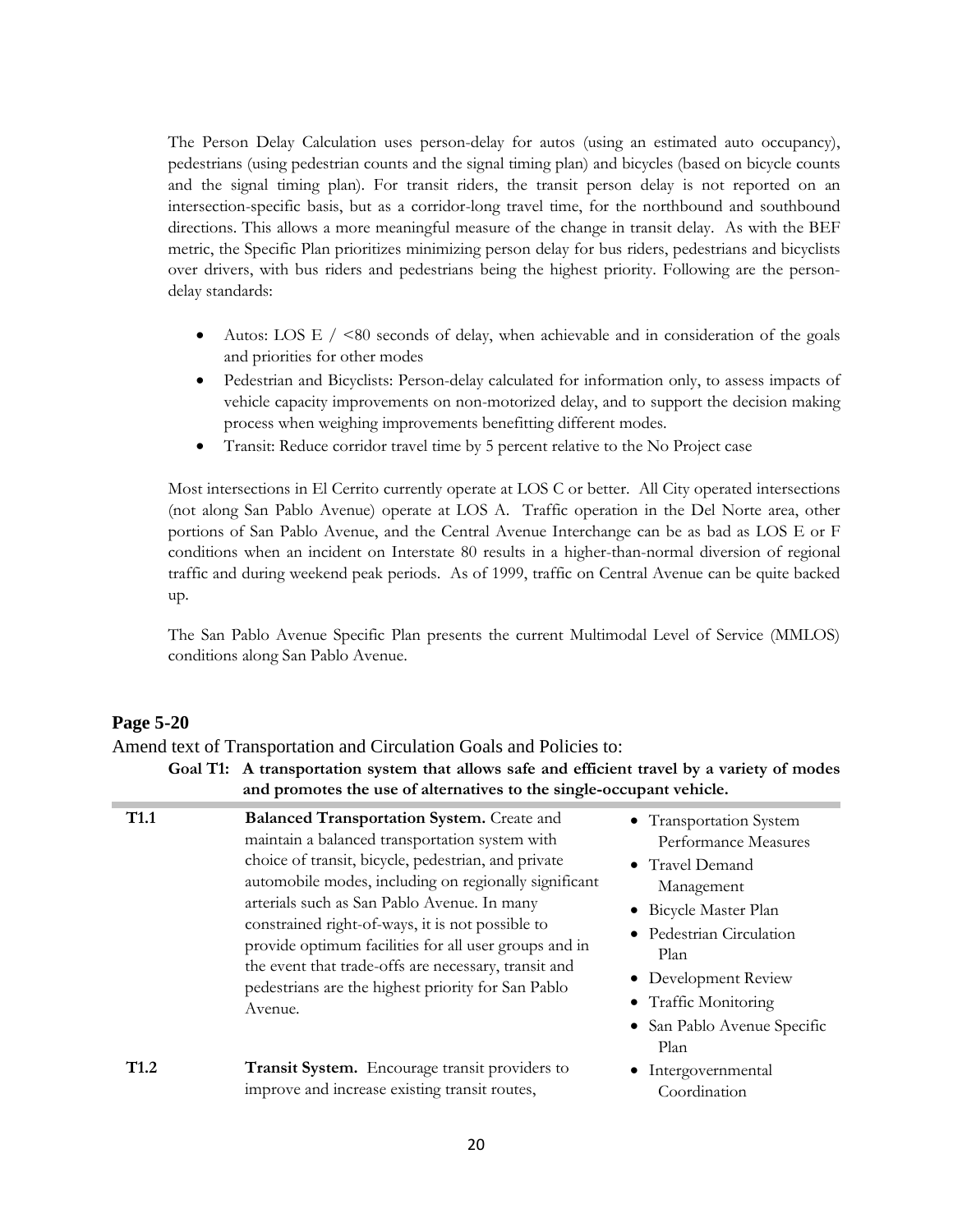The Person Delay Calculation uses person-delay for autos (using an estimated auto occupancy), pedestrians (using pedestrian counts and the signal timing plan) and bicycles (based on bicycle counts and the signal timing plan). For transit riders, the transit person delay is not reported on an intersection-specific basis, but as a corridor-long travel time, for the northbound and southbound directions. This allows a more meaningful measure of the change in transit delay. As with the BEF metric, the Specific Plan prioritizes minimizing person delay for bus riders, pedestrians and bicyclists over drivers, with bus riders and pedestrians being the highest priority. Following are the person-delay standards:

- Autos: LOS E / <80 seconds of delay, when achievable and in consideration of the goals and priorities for other modes
- Pedestrian and Bicyclists: Person-delay calculated for information only, to assess impacts of vehicle capacity improvements on non-motorized delay, and to support the decision making process when weighing improvements benefitting different modes.
- Transit: Reduce corridor travel time by 5 percent relative to the No Project case

Most intersections in El Cerrito currently operate at LOS C or better. All City operated intersections (not along San Pablo Avenue) operate at LOS A. Traffic operation in the Del Norte area, other portions of San Pablo Avenue, and the Central Avenue Interchange can be as bad as LOS E or F conditions when an incident on Interstate 80 results in a higher-than-normal diversion of regional traffic and during weekend peak periods. As of 1999, traffic on Central Avenue can be quite backed up.

The San Pablo Avenue Specific Plan presents the current Multimodal Level of Service (MMLOS) conditions along San Pablo Avenue.

## Page 5-20

Amend text of Transportation and Circulation Goals and Policies to:

**Goal T1: A transportation system that allows safe and efficient travel by a variety of modes and promotes the use of alternatives to the single-occupant vehicle.**

| | | |
|---|---|---|
| **T1.1** | **Balanced Transportation System.** Create and maintain a balanced transportation system with choice of transit, bicycle, pedestrian, and private automobile modes, including on regionally significant arterials such as San Pablo Avenue. In many constrained right-of-ways, it is not possible to provide optimum facilities for all user groups and in the event that trade-offs are necessary, transit and pedestrians are the highest priority for San Pablo Avenue. | • Transportation System Performance Measures<br>• Travel Demand Management<br>• Bicycle Master Plan<br>• Pedestrian Circulation Plan<br>• Development Review<br>• Traffic Monitoring<br>• San Pablo Avenue Specific Plan |
| **T1.2** | **Transit System.** Encourage transit providers to improve and increase existing transit routes, | • Intergovernmental Coordination |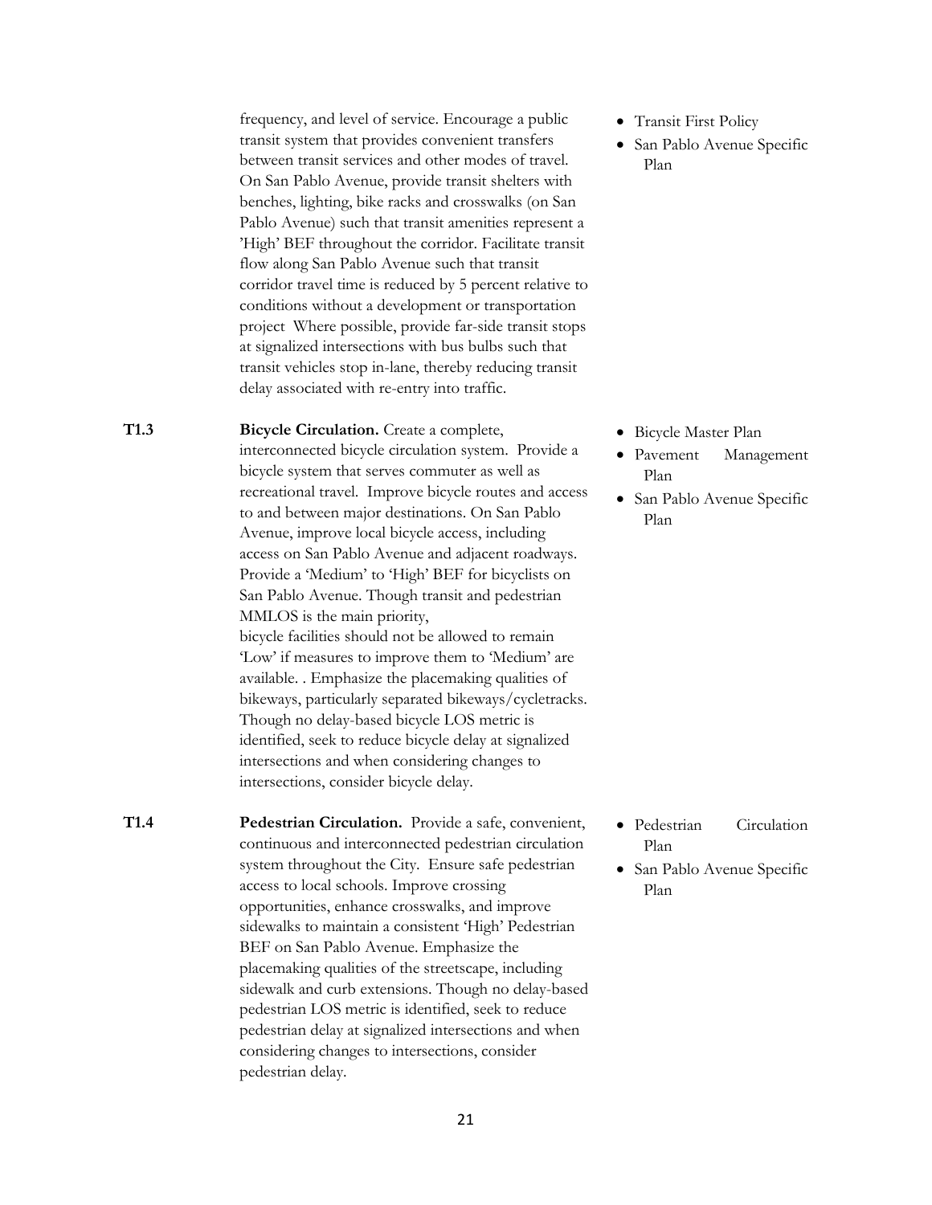| | | |
|---|---|---|
| | frequency, and level of service. Encourage a public transit system that provides convenient transfers between transit services and other modes of travel. On San Pablo Avenue, provide transit shelters with benches, lighting, bike racks and crosswalks (on San Pablo Avenue) such that transit amenities represent a 'High' BEF throughout the corridor. Facilitate transit flow along San Pablo Avenue such that transit corridor travel time is reduced by 5 percent relative to conditions without a development or transportation project Where possible, provide far-side transit stops at signalized intersections with bus bulbs such that transit vehicles stop in-lane, thereby reducing transit delay associated with re-entry into traffic. | • Transit First Policy<br>• San Pablo Avenue Specific Plan |
| **T1.3** | **Bicycle Circulation.** Create a complete, interconnected bicycle circulation system. Provide a bicycle system that serves commuter as well as recreational travel. Improve bicycle routes and access to and between major destinations. On San Pablo Avenue, improve local bicycle access, including access on San Pablo Avenue and adjacent roadways. Provide a 'Medium' to 'High' BEF for bicyclists on San Pablo Avenue. Though transit and pedestrian MMLOS is the main priority, bicycle facilities should not be allowed to remain 'Low' if measures to improve them to 'Medium' are available. . Emphasize the placemaking qualities of bikeways, particularly separated bikeways/cycletracks. Though no delay-based bicycle LOS metric is identified, seek to reduce bicycle delay at signalized intersections and when considering changes to intersections, consider bicycle delay. | • Bicycle Master Plan<br>• Pavement Management Plan<br>• San Pablo Avenue Specific Plan |
| **T1.4** | **Pedestrian Circulation.** Provide a safe, convenient, continuous and interconnected pedestrian circulation system throughout the City. Ensure safe pedestrian access to local schools. Improve crossing opportunities, enhance crosswalks, and improve sidewalks to maintain a consistent 'High' Pedestrian BEF on San Pablo Avenue. Emphasize the placemaking qualities of the streetscape, including sidewalk and curb extensions. Though no delay-based pedestrian LOS metric is identified, seek to reduce pedestrian delay at signalized intersections and when considering changes to intersections, consider pedestrian delay. | • Pedestrian Circulation Plan<br>• San Pablo Avenue Specific Plan |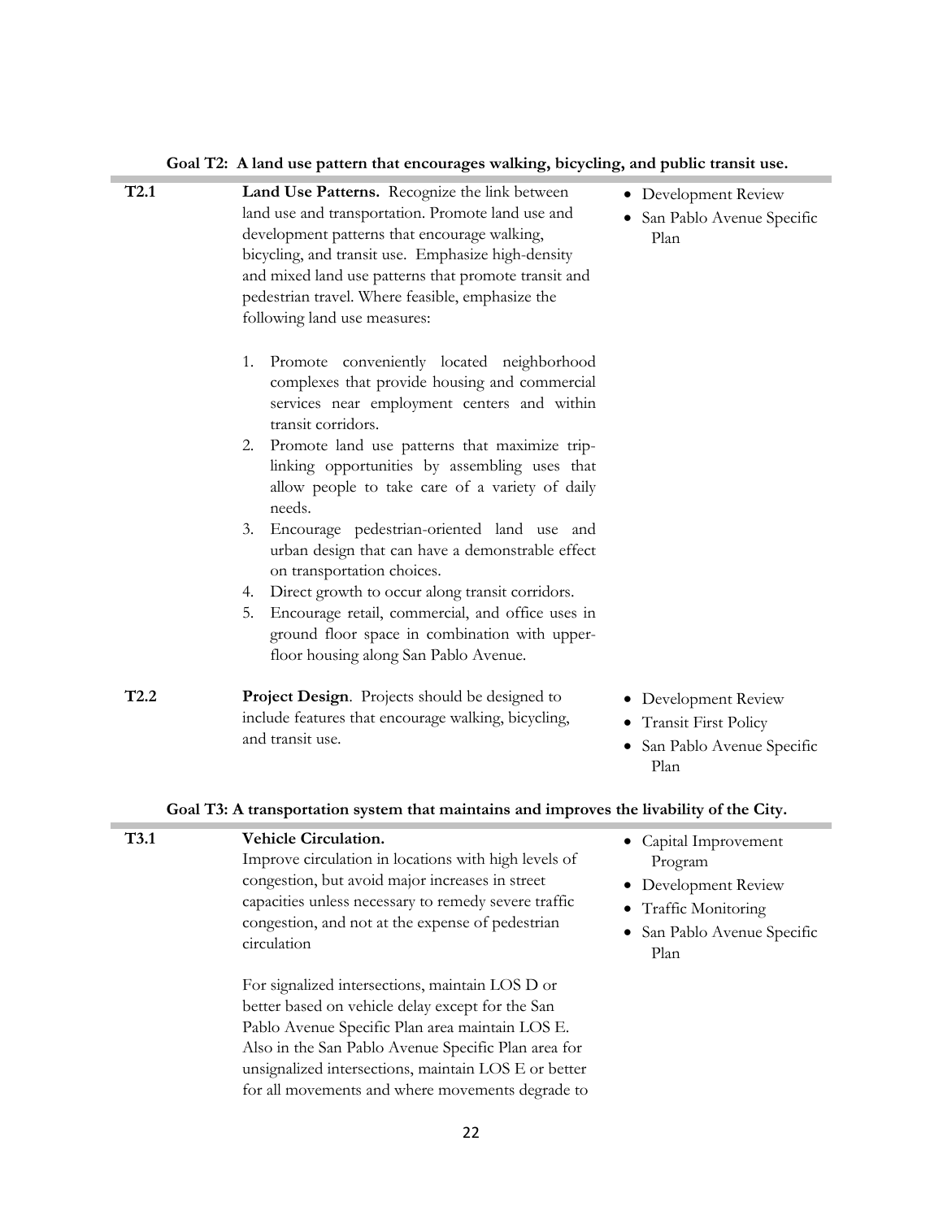**Goal T2: A land use pattern that encourages walking, bicycling, and public transit use.**

| | | |
|---|---|---|
| **T2.1** | **Land Use Patterns.** Recognize the link between land use and transportation. Promote land use and development patterns that encourage walking, bicycling, and transit use. Emphasize high-density and mixed land use patterns that promote transit and pedestrian travel. Where feasible, emphasize the following land use measures:<br><br>1. Promote conveniently located neighborhood complexes that provide housing and commercial services near employment centers and within transit corridors.<br>2. Promote land use patterns that maximize trip-linking opportunities by assembling uses that allow people to take care of a variety of daily needs.<br>3. Encourage pedestrian-oriented land use and urban design that can have a demonstrable effect on transportation choices.<br>4. Direct growth to occur along transit corridors.<br>5. Encourage retail, commercial, and office uses in ground floor space in combination with upper-floor housing along San Pablo Avenue. | • Development Review<br>• San Pablo Avenue Specific Plan |
| **T2.2** | **Project Design**. Projects should be designed to include features that encourage walking, bicycling, and transit use. | • Development Review<br>• Transit First Policy<br>• San Pablo Avenue Specific Plan |

**Goal T3: A transportation system that maintains and improves the livability of the City.**

| | | |
|---|---|---|
| **T3.1** | **Vehicle Circulation.**<br>Improve circulation in locations with high levels of congestion, but avoid major increases in street capacities unless necessary to remedy severe traffic congestion, and not at the expense of pedestrian circulation<br><br>For signalized intersections, maintain LOS D or better based on vehicle delay except for the San Pablo Avenue Specific Plan area maintain LOS E. Also in the San Pablo Avenue Specific Plan area for unsignalized intersections, maintain LOS E or better for all movements and where movements degrade to | • Capital Improvement Program<br>• Development Review<br>• Traffic Monitoring<br>• San Pablo Avenue Specific Plan |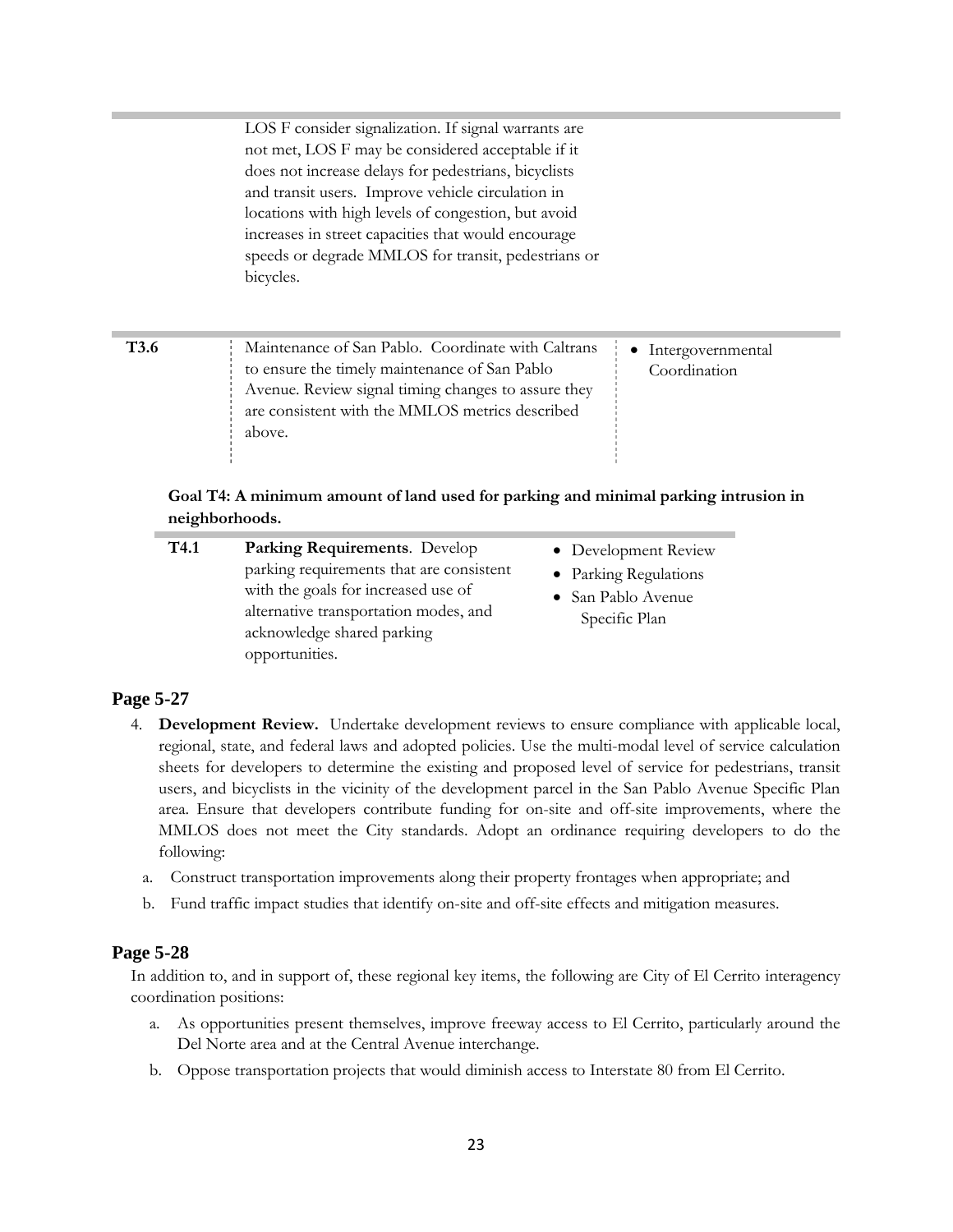| | | |
|---|---|---|
| | LOS F consider signalization. If signal warrants are not met, LOS F may be considered acceptable if it does not increase delays for pedestrians, bicyclists and transit users. Improve vehicle circulation in locations with high levels of congestion, but avoid increases in street capacities that would encourage speeds or degrade MMLOS for transit, pedestrians or bicycles. | |
| **T3.6** | Maintenance of San Pablo. Coordinate with Caltrans to ensure the timely maintenance of San Pablo Avenue. Review signal timing changes to assure they are consistent with the MMLOS metrics described above. | • Intergovernmental Coordination |

**Goal T4: A minimum amount of land used for parking and minimal parking intrusion in neighborhoods.**

| | | |
|---|---|---|
| **T4.1** | **Parking Requirements**. Develop parking requirements that are consistent with the goals for increased use of alternative transportation modes, and acknowledge shared parking opportunities. | • Development Review<br>• Parking Regulations<br>• San Pablo Avenue Specific Plan |

## Page 5-27

4. **Development Review.** Undertake development reviews to ensure compliance with applicable local, regional, state, and federal laws and adopted policies. Use the multi-modal level of service calculation sheets for developers to determine the existing and proposed level of service for pedestrians, transit users, and bicyclists in the vicinity of the development parcel in the San Pablo Avenue Specific Plan area. Ensure that developers contribute funding for on-site and off-site improvements, where the MMLOS does not meet the City standards. Adopt an ordinance requiring developers to do the following:
   a. Construct transportation improvements along their property frontages when appropriate; and
   b. Fund traffic impact studies that identify on-site and off-site effects and mitigation measures.

## Page 5-28

In addition to, and in support of, these regional key items, the following are City of El Cerrito interagency coordination positions:

a. As opportunities present themselves, improve freeway access to El Cerrito, particularly around the Del Norte area and at the Central Avenue interchange.

b. Oppose transportation projects that would diminish access to Interstate 80 from El Cerrito.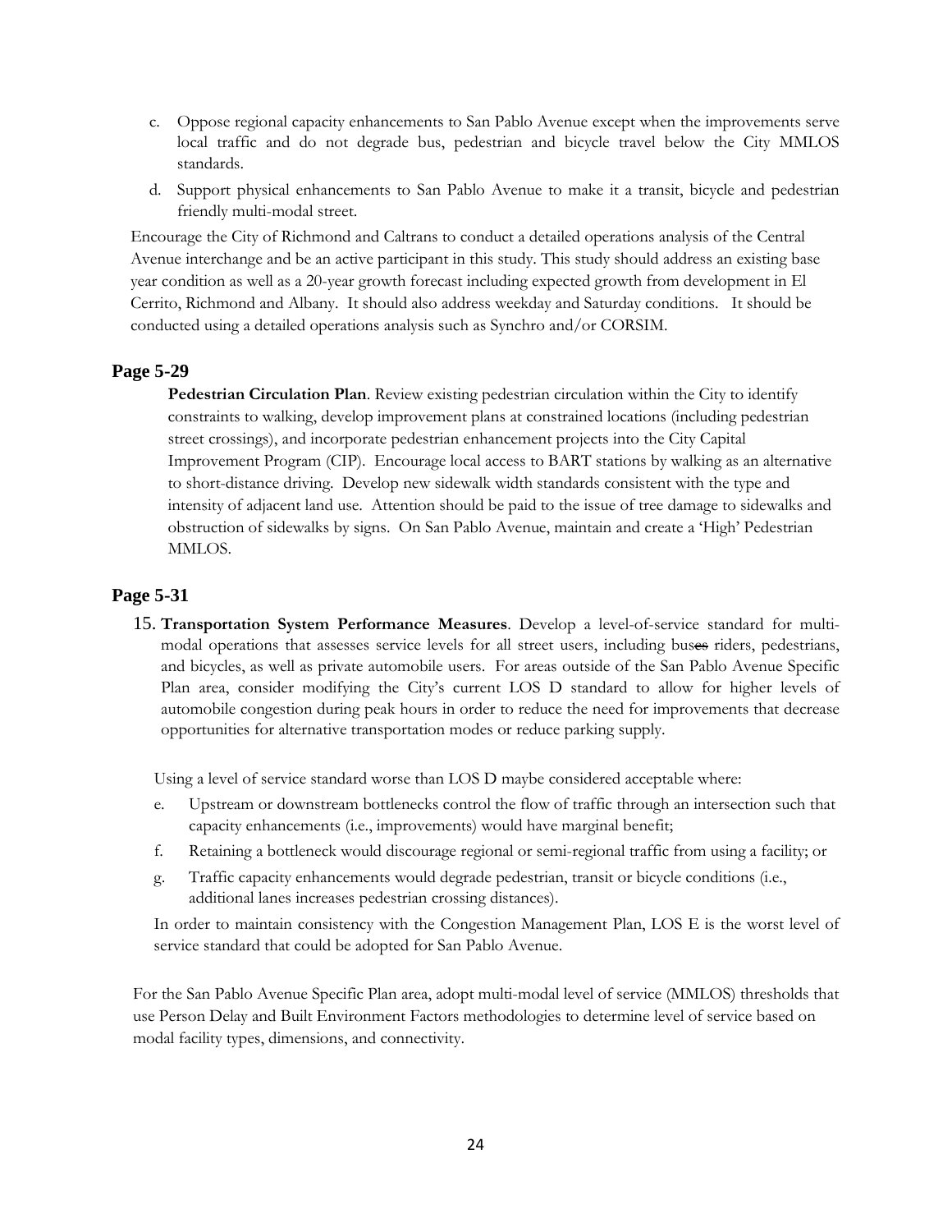c. Oppose regional capacity enhancements to San Pablo Avenue except when the improvements serve local traffic and do not degrade bus, pedestrian and bicycle travel below the City MMLOS standards.

d. Support physical enhancements to San Pablo Avenue to make it a transit, bicycle and pedestrian friendly multi-modal street.

Encourage the City of Richmond and Caltrans to conduct a detailed operations analysis of the Central Avenue interchange and be an active participant in this study. This study should address an existing base year condition as well as a 20-year growth forecast including expected growth from development in El Cerrito, Richmond and Albany. It should also address weekday and Saturday conditions. It should be conducted using a detailed operations analysis such as Synchro and/or CORSIM.

## Page 5-29

**Pedestrian Circulation Plan**. Review existing pedestrian circulation within the City to identify constraints to walking, develop improvement plans at constrained locations (including pedestrian street crossings), and incorporate pedestrian enhancement projects into the City Capital Improvement Program (CIP). Encourage local access to BART stations by walking as an alternative to short-distance driving. Develop new sidewalk width standards consistent with the type and intensity of adjacent land use. Attention should be paid to the issue of tree damage to sidewalks and obstruction of sidewalks by signs. On San Pablo Avenue, maintain and create a 'High' Pedestrian MMLOS.

## Page 5-31

15. **Transportation System Performance Measures**. Develop a level-of-service standard for multi-modal operations that assesses service levels for all street users, including bus~~es~~ riders, pedestrians, and bicycles, as well as private automobile users. For areas outside of the San Pablo Avenue Specific Plan area, consider modifying the City's current LOS D standard to allow for higher levels of automobile congestion during peak hours in order to reduce the need for improvements that decrease opportunities for alternative transportation modes or reduce parking supply.

Using a level of service standard worse than LOS D maybe considered acceptable where:

e. Upstream or downstream bottlenecks control the flow of traffic through an intersection such that capacity enhancements (i.e., improvements) would have marginal benefit;

f. Retaining a bottleneck would discourage regional or semi-regional traffic from using a facility; or

g. Traffic capacity enhancements would degrade pedestrian, transit or bicycle conditions (i.e., additional lanes increases pedestrian crossing distances).

In order to maintain consistency with the Congestion Management Plan, LOS E is the worst level of service standard that could be adopted for San Pablo Avenue.

For the San Pablo Avenue Specific Plan area, adopt multi-modal level of service (MMLOS) thresholds that use Person Delay and Built Environment Factors methodologies to determine level of service based on modal facility types, dimensions, and connectivity.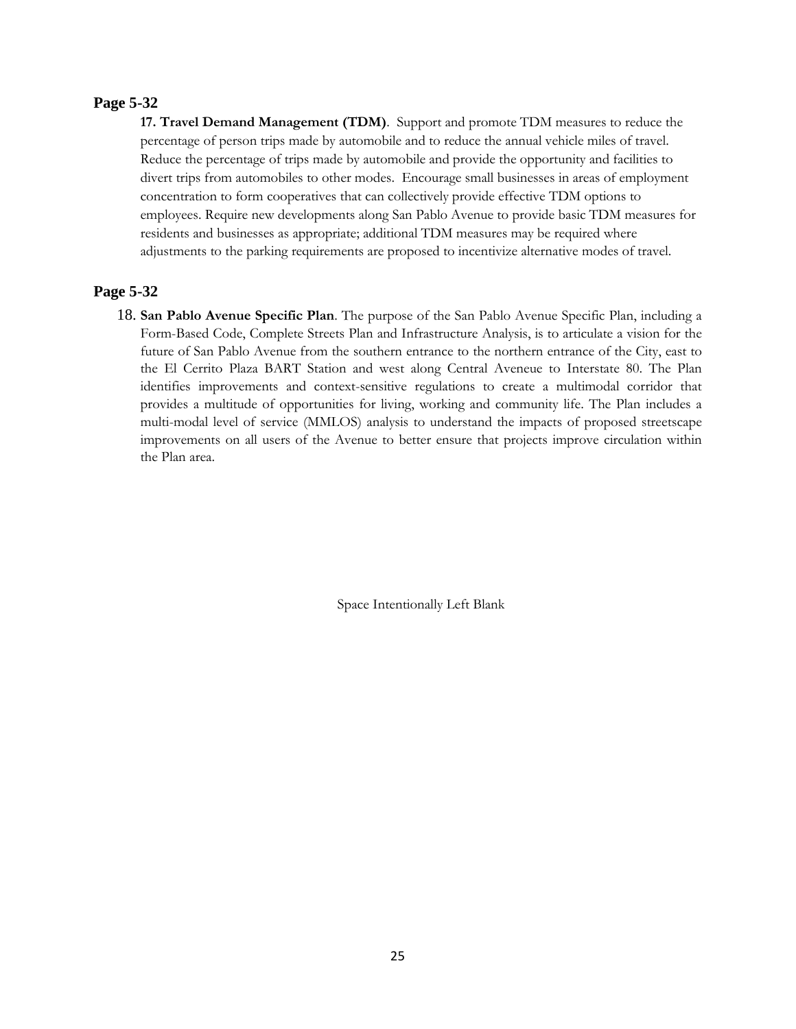## Page 5-32

**17. Travel Demand Management (TDM)**. Support and promote TDM measures to reduce the percentage of person trips made by automobile and to reduce the annual vehicle miles of travel. Reduce the percentage of trips made by automobile and provide the opportunity and facilities to divert trips from automobiles to other modes. Encourage small businesses in areas of employment concentration to form cooperatives that can collectively provide effective TDM options to employees. Require new developments along San Pablo Avenue to provide basic TDM measures for residents and businesses as appropriate; additional TDM measures may be required where adjustments to the parking requirements are proposed to incentivize alternative modes of travel.

## Page 5-32

18. **San Pablo Avenue Specific Plan**. The purpose of the San Pablo Avenue Specific Plan, including a Form-Based Code, Complete Streets Plan and Infrastructure Analysis, is to articulate a vision for the future of San Pablo Avenue from the southern entrance to the northern entrance of the City, east to the El Cerrito Plaza BART Station and west along Central Aveneue to Interstate 80. The Plan identifies improvements and context-sensitive regulations to create a multimodal corridor that provides a multitude of opportunities for living, working and community life. The Plan includes a multi-modal level of service (MMLOS) analysis to understand the impacts of proposed streetscape improvements on all users of the Avenue to better ensure that projects improve circulation within the Plan area.

Space Intentionally Left Blank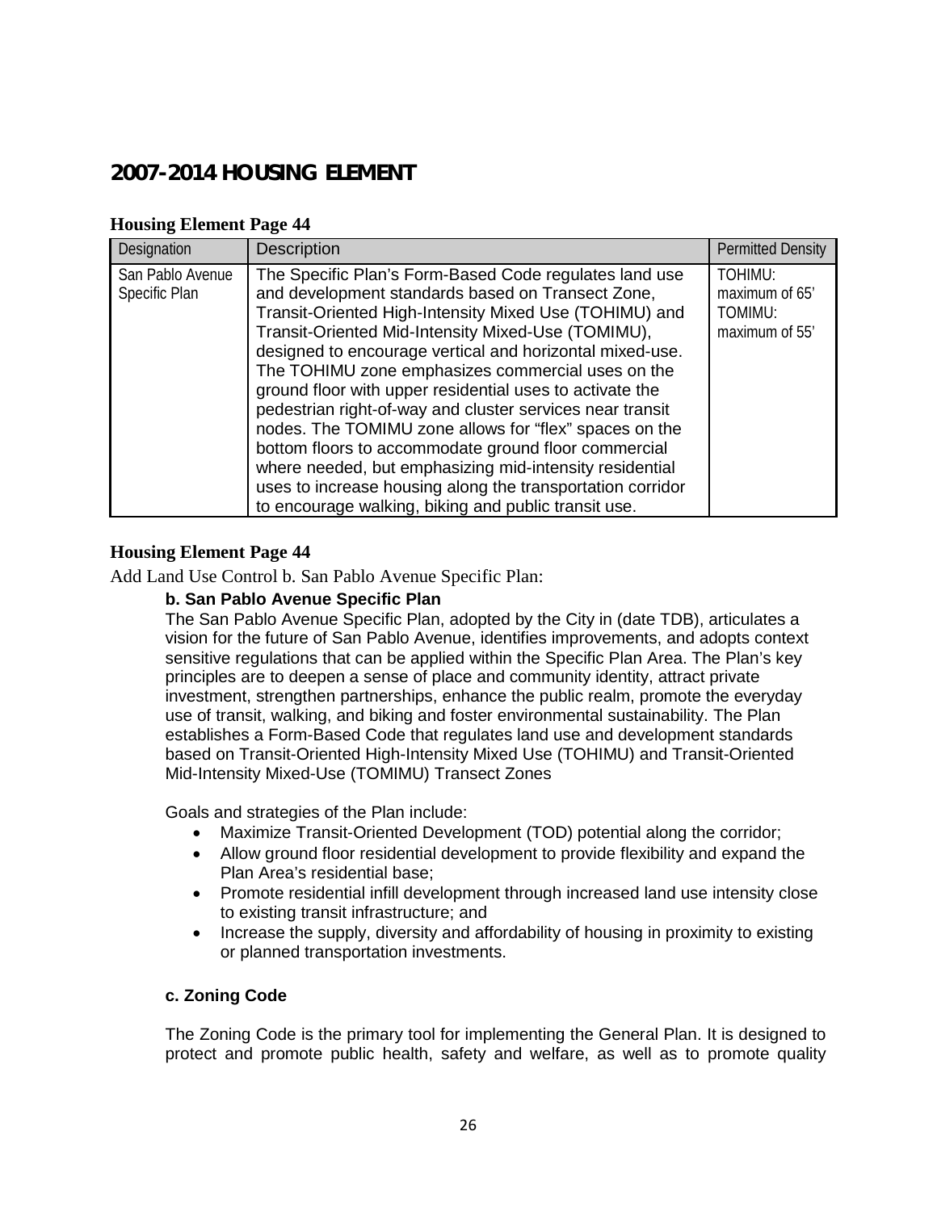# 2007-2014 HOUSING ELEMENT

**Housing Element Page 44**

| Designation | Description | Permitted Density |
|---|---|---|
| San Pablo Avenue Specific Plan | The Specific Plan's Form-Based Code regulates land use and development standards based on Transect Zone, Transit-Oriented High-Intensity Mixed Use (TOHIMU) and Transit-Oriented Mid-Intensity Mixed-Use (TOMIMU), designed to encourage vertical and horizontal mixed-use. The TOHIMU zone emphasizes commercial uses on the ground floor with upper residential uses to activate the pedestrian right-of-way and cluster services near transit nodes. The TOMIMU zone allows for "flex" spaces on the bottom floors to accommodate ground floor commercial where needed, but emphasizing mid-intensity residential uses to increase housing along the transportation corridor to encourage walking, biking and public transit use. | TOHIMU: maximum of 65' TOMIMU: maximum of 55' |

**Housing Element Page 44**

Add Land Use Control b. San Pablo Avenue Specific Plan:

**b. San Pablo Avenue Specific Plan**

The San Pablo Avenue Specific Plan, adopted by the City in (date TDB), articulates a vision for the future of San Pablo Avenue, identifies improvements, and adopts context sensitive regulations that can be applied within the Specific Plan Area. The Plan's key principles are to deepen a sense of place and community identity, attract private investment, strengthen partnerships, enhance the public realm, promote the everyday use of transit, walking, and biking and foster environmental sustainability. The Plan establishes a Form-Based Code that regulates land use and development standards based on Transit-Oriented High-Intensity Mixed Use (TOHIMU) and Transit-Oriented Mid-Intensity Mixed-Use (TOMIMU) Transect Zones

Goals and strategies of the Plan include:

- Maximize Transit-Oriented Development (TOD) potential along the corridor;
- Allow ground floor residential development to provide flexibility and expand the Plan Area's residential base;
- Promote residential infill development through increased land use intensity close to existing transit infrastructure; and
- Increase the supply, diversity and affordability of housing in proximity to existing or planned transportation investments.

**c. Zoning Code**

The Zoning Code is the primary tool for implementing the General Plan. It is designed to protect and promote public health, safety and welfare, as well as to promote quality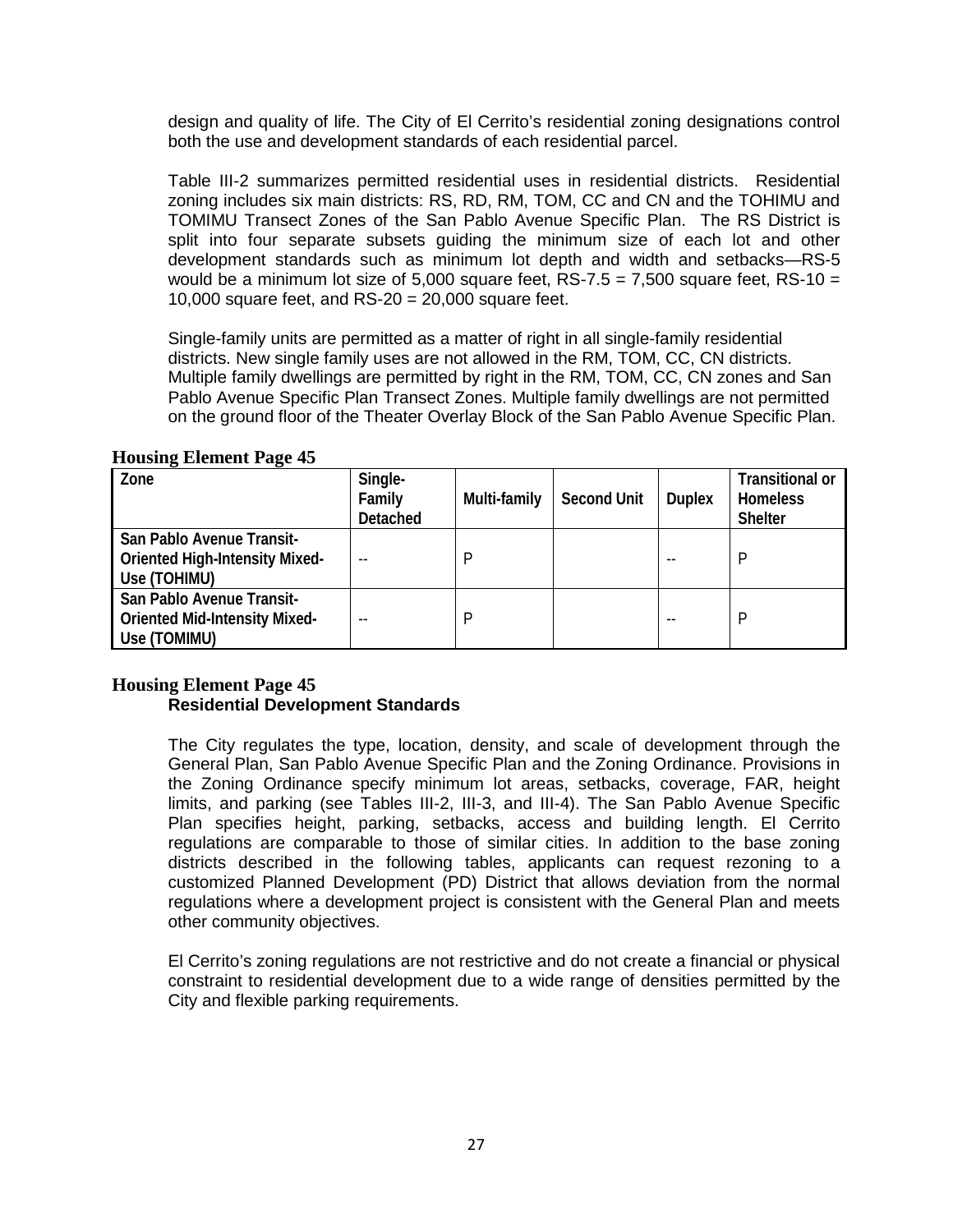design and quality of life. The City of El Cerrito's residential zoning designations control both the use and development standards of each residential parcel.

Table III-2 summarizes permitted residential uses in residential districts. Residential zoning includes six main districts: RS, RD, RM, TOM, CC and CN and the TOHIMU and TOMIMU Transect Zones of the San Pablo Avenue Specific Plan. The RS District is split into four separate subsets guiding the minimum size of each lot and other development standards such as minimum lot depth and width and setbacks—RS-5 would be a minimum lot size of 5,000 square feet, RS-7.5 = 7,500 square feet, RS-10 = 10,000 square feet, and RS-20 = 20,000 square feet.

Single-family units are permitted as a matter of right in all single-family residential districts. New single family uses are not allowed in the RM, TOM, CC, CN districts. Multiple family dwellings are permitted by right in the RM, TOM, CC, CN zones and San Pablo Avenue Specific Plan Transect Zones. Multiple family dwellings are not permitted on the ground floor of the Theater Overlay Block of the San Pablo Avenue Specific Plan.

**Housing Element Page 45**

| Zone | Single-Family Detached | Multi-family | Second Unit | Duplex | Transitional or Homeless Shelter |
|---|---|---|---|---|---|
| **San Pablo Avenue Transit-Oriented High-Intensity Mixed-Use (TOHIMU)** | -- | P | | -- | P |
| **San Pablo Avenue Transit-Oriented Mid-Intensity Mixed-Use (TOMIMU)** | -- | P | | -- | P |

**Housing Element Page 45**

**Residential Development Standards**

The City regulates the type, location, density, and scale of development through the General Plan, San Pablo Avenue Specific Plan and the Zoning Ordinance. Provisions in the Zoning Ordinance specify minimum lot areas, setbacks, coverage, FAR, height limits, and parking (see Tables III-2, III-3, and III-4). The San Pablo Avenue Specific Plan specifies height, parking, setbacks, access and building length. El Cerrito regulations are comparable to those of similar cities. In addition to the base zoning districts described in the following tables, applicants can request rezoning to a customized Planned Development (PD) District that allows deviation from the normal regulations where a development project is consistent with the General Plan and meets other community objectives.

El Cerrito's zoning regulations are not restrictive and do not create a financial or physical constraint to residential development due to a wide range of densities permitted by the City and flexible parking requirements.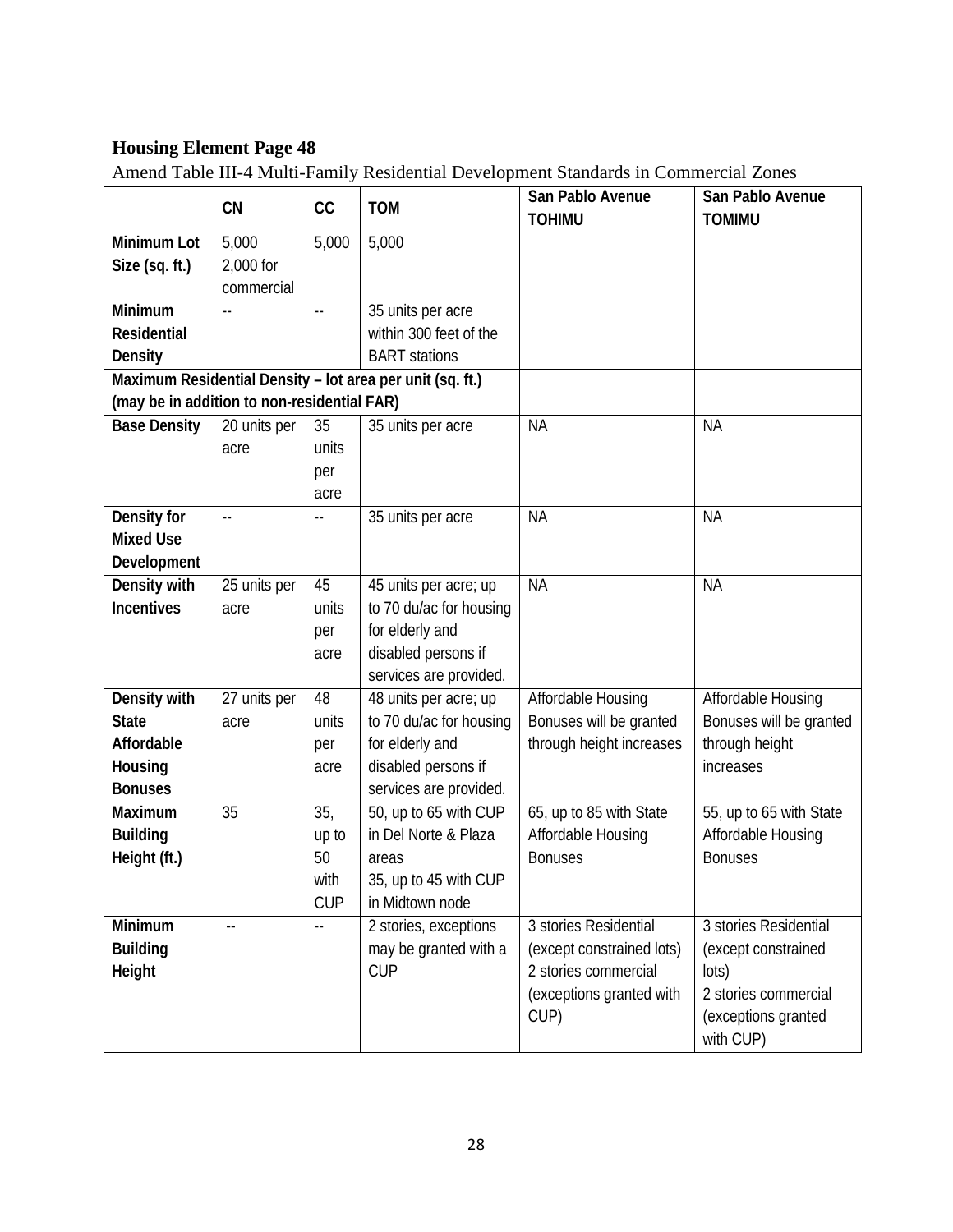**Housing Element Page 48**

Amend Table III-4 Multi-Family Residential Development Standards in Commercial Zones

| | CN | CC | TOM | San Pablo Avenue TOHIMU | San Pablo Avenue TOMIMU |
|---|---|---|---|---|---|
| **Minimum Lot Size (sq. ft.)** | 5,000 2,000 for commercial | 5,000 | 5,000 | | |
| **Minimum Residential Density** | -- | -- | 35 units per acre within 300 feet of the BART stations | | |
| **Maximum Residential Density – lot area per unit (sq. ft.) (may be in addition to non-residential FAR)** | | | | | |
| **Base Density** | 20 units per acre | 35 units per acre | 35 units per acre | NA | NA |
| **Density for Mixed Use Development** | -- | -- | 35 units per acre | NA | NA |
| **Density with Incentives** | 25 units per acre | 45 units per acre | 45 units per acre; up to 70 du/ac for housing for elderly and disabled persons if services are provided. | NA | NA |
| **Density with State Affordable Housing Bonuses** | 27 units per acre | 48 units per acre | 48 units per acre; up to 70 du/ac for housing for elderly and disabled persons if services are provided. | Affordable Housing Bonuses will be granted through height increases | Affordable Housing Bonuses will be granted through height increases |
| **Maximum Building Height (ft.)** | 35 | 35, up to 50 with CUP | 50, up to 65 with CUP in Del Norte & Plaza areas 35, up to 45 with CUP in Midtown node | 65, up to 85 with State Affordable Housing Bonuses | 55, up to 65 with State Affordable Housing Bonuses |
| **Minimum Building Height** | -- | -- | 2 stories, exceptions may be granted with a CUP | 3 stories Residential (except constrained lots) 2 stories commercial (exceptions granted with CUP) | 3 stories Residential (except constrained lots) 2 stories commercial (exceptions granted with CUP) |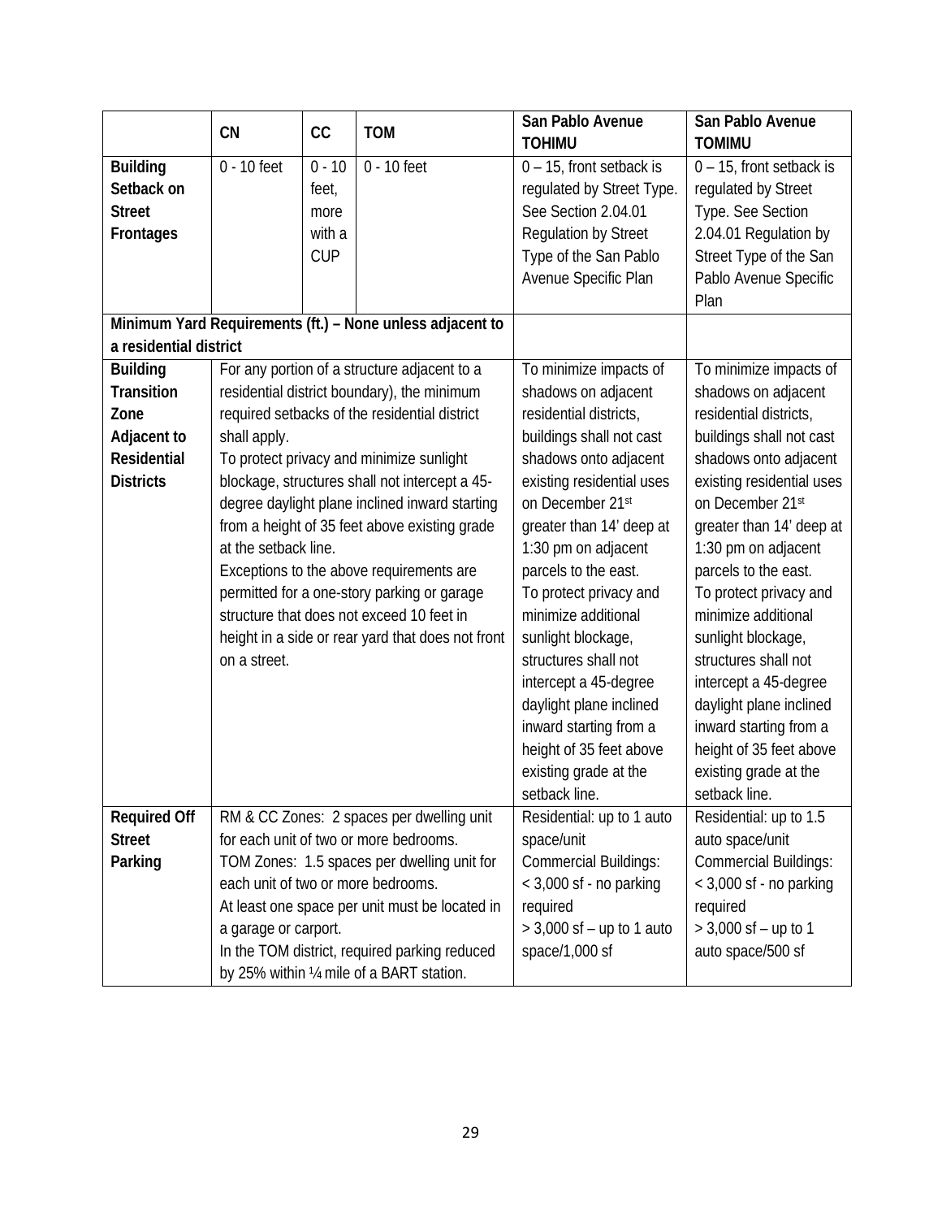| | CN | CC | TOM | San Pablo Avenue TOHIMU | San Pablo Avenue TOMIMU |
|---|---|---|---|---|---|
| **Building Setback on Street Frontages** | 0 - 10 feet | 0 - 10 feet, more with a CUP | 0 - 10 feet | 0 – 15, front setback is regulated by Street Type. See Section 2.04.01 Regulation by Street Type of the San Pablo Avenue Specific Plan | 0 – 15, front setback is regulated by Street Type. See Section 2.04.01 Regulation by Street Type of the San Pablo Avenue Specific Plan |
| **Minimum Yard Requirements (ft.) – None unless adjacent to a residential district** | | | | | |
| **Building Transition Zone Adjacent to Residential Districts** | For any portion of a structure adjacent to a residential district boundary), the minimum required setbacks of the residential district shall apply. To protect privacy and minimize sunlight blockage, structures shall not intercept a 45-degree daylight plane inclined inward starting from a height of 35 feet above existing grade at the setback line. Exceptions to the above requirements are permitted for a one-story parking or garage structure that does not exceed 10 feet in height in a side or rear yard that does not front on a street. | | | To minimize impacts of shadows on adjacent residential districts, buildings shall not cast shadows onto adjacent existing residential uses on December 21st greater than 14' deep at 1:30 pm on adjacent parcels to the east. To protect privacy and minimize additional sunlight blockage, structures shall not intercept a 45-degree daylight plane inclined inward starting from a height of 35 feet above existing grade at the setback line. | To minimize impacts of shadows on adjacent residential districts, buildings shall not cast shadows onto adjacent existing residential uses on December 21st greater than 14' deep at 1:30 pm on adjacent parcels to the east. To protect privacy and minimize additional sunlight blockage, structures shall not intercept a 45-degree daylight plane inclined inward starting from a height of 35 feet above existing grade at the setback line. |
| **Required Off Street Parking** | RM & CC Zones: 2 spaces per dwelling unit for each unit of two or more bedrooms. TOM Zones: 1.5 spaces per dwelling unit for each unit of two or more bedrooms. At least one space per unit must be located in a garage or carport. In the TOM district, required parking reduced by 25% within ¼ mile of a BART station. | | | Residential: up to 1 auto space/unit Commercial Buildings: < 3,000 sf - no parking required > 3,000 sf – up to 1 auto space/1,000 sf | Residential: up to 1.5 auto space/unit Commercial Buildings: < 3,000 sf - no parking required > 3,000 sf – up to 1 auto space/500 sf |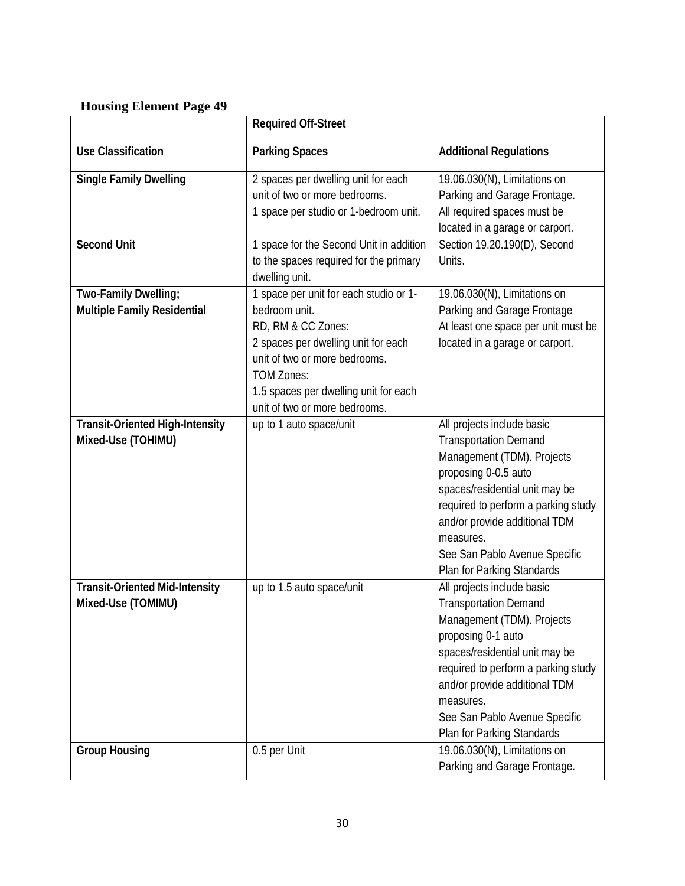**Housing Element Page 49**

| Use Classification | Required Off-Street Parking Spaces | Additional Regulations |
|---|---|---|
| **Single Family Dwelling** | 2 spaces per dwelling unit for each unit of two or more bedrooms.<br>1 space per studio or 1-bedroom unit. | 19.06.030(N), Limitations on Parking and Garage Frontage.<br>All required spaces must be located in a garage or carport. |
| **Second Unit** | 1 space for the Second Unit in addition to the spaces required for the primary dwelling unit. | Section 19.20.190(D), Second Units. |
| **Two-Family Dwelling; Multiple Family Residential** | 1 space per unit for each studio or 1-bedroom unit.<br>RD, RM & CC Zones:<br>2 spaces per dwelling unit for each unit of two or more bedrooms.<br>TOM Zones:<br>1.5 spaces per dwelling unit for each unit of two or more bedrooms. | 19.06.030(N), Limitations on Parking and Garage Frontage<br>At least one space per unit must be located in a garage or carport. |
| **Transit-Oriented High-Intensity Mixed-Use (TOHIMU)** | up to 1 auto space/unit | All projects include basic Transportation Demand Management (TDM). Projects proposing 0-0.5 auto spaces/residential unit may be required to perform a parking study and/or provide additional TDM measures.<br>See San Pablo Avenue Specific Plan for Parking Standards |
| **Transit-Oriented Mid-Intensity Mixed-Use (TOMIMU)** | up to 1.5 auto space/unit | All projects include basic Transportation Demand Management (TDM). Projects proposing 0-1 auto spaces/residential unit may be required to perform a parking study and/or provide additional TDM measures.<br>See San Pablo Avenue Specific Plan for Parking Standards |
| **Group Housing** | 0.5 per Unit | 19.06.030(N), Limitations on Parking and Garage Frontage. |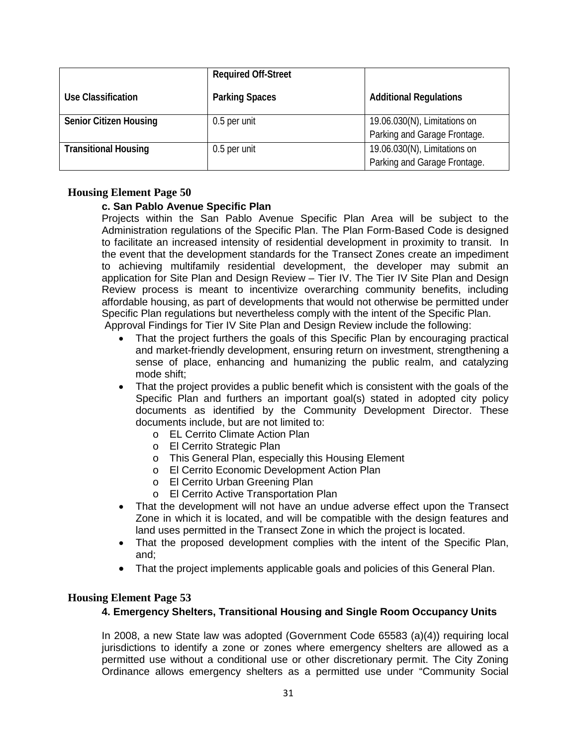| Use Classification | Required Off-Street Parking Spaces | Additional Regulations |
|---|---|---|
| **Senior Citizen Housing** | 0.5 per unit | 19.06.030(N), Limitations on Parking and Garage Frontage. |
| **Transitional Housing** | 0.5 per unit | 19.06.030(N), Limitations on Parking and Garage Frontage. |

## Housing Element Page 50

### c. San Pablo Avenue Specific Plan

Projects within the San Pablo Avenue Specific Plan Area will be subject to the Administration regulations of the Specific Plan. The Plan Form-Based Code is designed to facilitate an increased intensity of residential development in proximity to transit. In the event that the development standards for the Transect Zones create an impediment to achieving multifamily residential development, the developer may submit an application for Site Plan and Design Review – Tier IV. The Tier IV Site Plan and Design Review process is meant to incentivize overarching community benefits, including affordable housing, as part of developments that would not otherwise be permitted under Specific Plan regulations but nevertheless comply with the intent of the Specific Plan.

Approval Findings for Tier IV Site Plan and Design Review include the following:

- That the project furthers the goals of this Specific Plan by encouraging practical and market-friendly development, ensuring return on investment, strengthening a sense of place, enhancing and humanizing the public realm, and catalyzing mode shift;
- That the project provides a public benefit which is consistent with the goals of the Specific Plan and furthers an important goal(s) stated in adopted city policy documents as identified by the Community Development Director. These documents include, but are not limited to:
  - EL Cerrito Climate Action Plan
  - El Cerrito Strategic Plan
  - This General Plan, especially this Housing Element
  - El Cerrito Economic Development Action Plan
  - El Cerrito Urban Greening Plan
  - El Cerrito Active Transportation Plan
- That the development will not have an undue adverse effect upon the Transect Zone in which it is located, and will be compatible with the design features and land uses permitted in the Transect Zone in which the project is located.
- That the proposed development complies with the intent of the Specific Plan, and;
- That the project implements applicable goals and policies of this General Plan.

## Housing Element Page 53

### 4. Emergency Shelters, Transitional Housing and Single Room Occupancy Units

In 2008, a new State law was adopted (Government Code 65583 (a)(4)) requiring local jurisdictions to identify a zone or zones where emergency shelters are allowed as a permitted use without a conditional use or other discretionary permit. The City Zoning Ordinance allows emergency shelters as a permitted use under "Community Social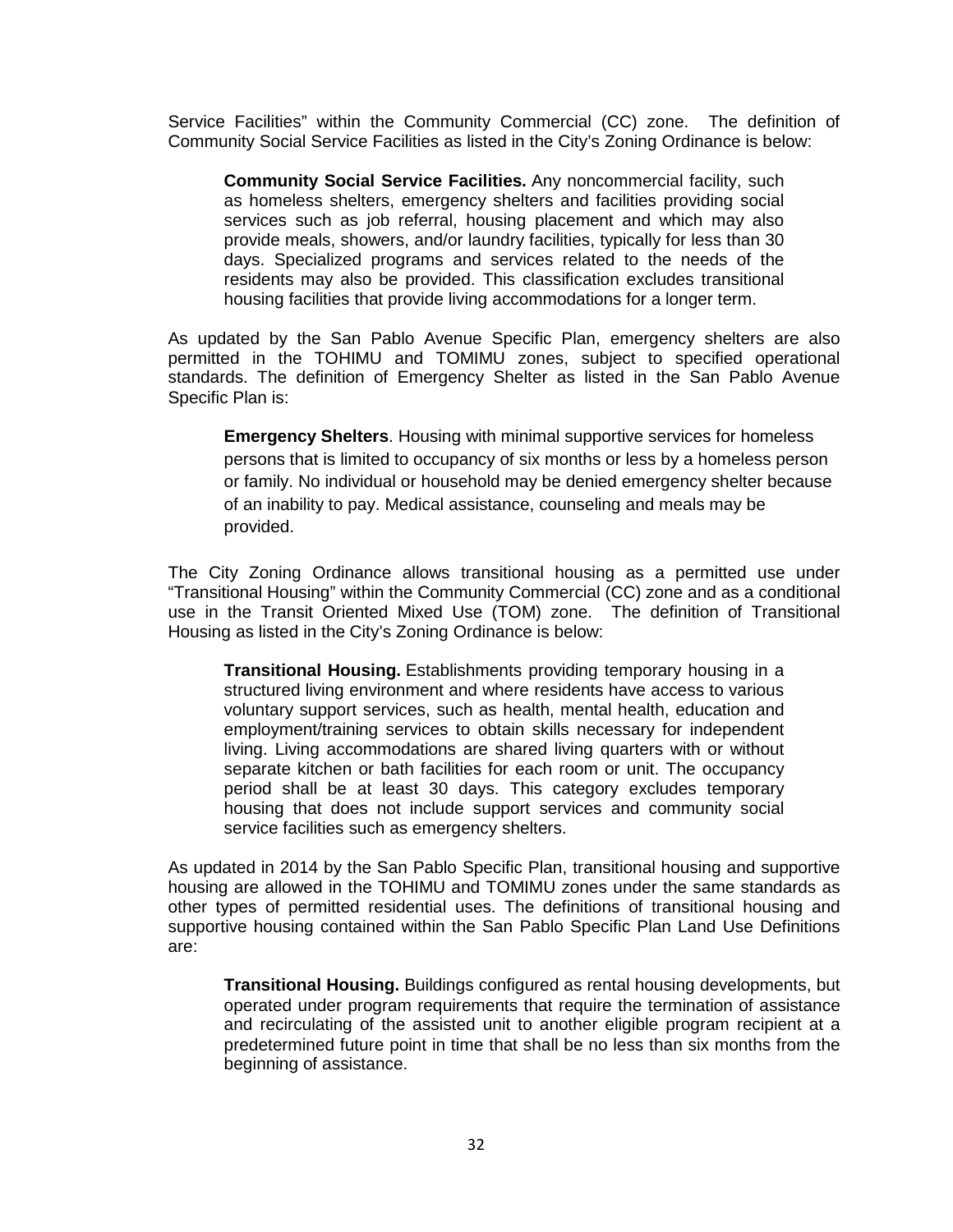Service Facilities" within the Community Commercial (CC) zone. The definition of Community Social Service Facilities as listed in the City's Zoning Ordinance is below:

> **Community Social Service Facilities.** Any noncommercial facility, such as homeless shelters, emergency shelters and facilities providing social services such as job referral, housing placement and which may also provide meals, showers, and/or laundry facilities, typically for less than 30 days. Specialized programs and services related to the needs of the residents may also be provided. This classification excludes transitional housing facilities that provide living accommodations for a longer term.

As updated by the San Pablo Avenue Specific Plan, emergency shelters are also permitted in the TOHIMU and TOMIMU zones, subject to specified operational standards. The definition of Emergency Shelter as listed in the San Pablo Avenue Specific Plan is:

> **Emergency Shelters**. Housing with minimal supportive services for homeless persons that is limited to occupancy of six months or less by a homeless person or family. No individual or household may be denied emergency shelter because of an inability to pay. Medical assistance, counseling and meals may be provided.

The City Zoning Ordinance allows transitional housing as a permitted use under "Transitional Housing" within the Community Commercial (CC) zone and as a conditional use in the Transit Oriented Mixed Use (TOM) zone. The definition of Transitional Housing as listed in the City's Zoning Ordinance is below:

> **Transitional Housing.** Establishments providing temporary housing in a structured living environment and where residents have access to various voluntary support services, such as health, mental health, education and employment/training services to obtain skills necessary for independent living. Living accommodations are shared living quarters with or without separate kitchen or bath facilities for each room or unit. The occupancy period shall be at least 30 days. This category excludes temporary housing that does not include support services and community social service facilities such as emergency shelters.

As updated in 2014 by the San Pablo Specific Plan, transitional housing and supportive housing are allowed in the TOHIMU and TOMIMU zones under the same standards as other types of permitted residential uses. The definitions of transitional housing and supportive housing contained within the San Pablo Specific Plan Land Use Definitions are:

> **Transitional Housing.** Buildings configured as rental housing developments, but operated under program requirements that require the termination of assistance and recirculating of the assisted unit to another eligible program recipient at a predetermined future point in time that shall be no less than six months from the beginning of assistance.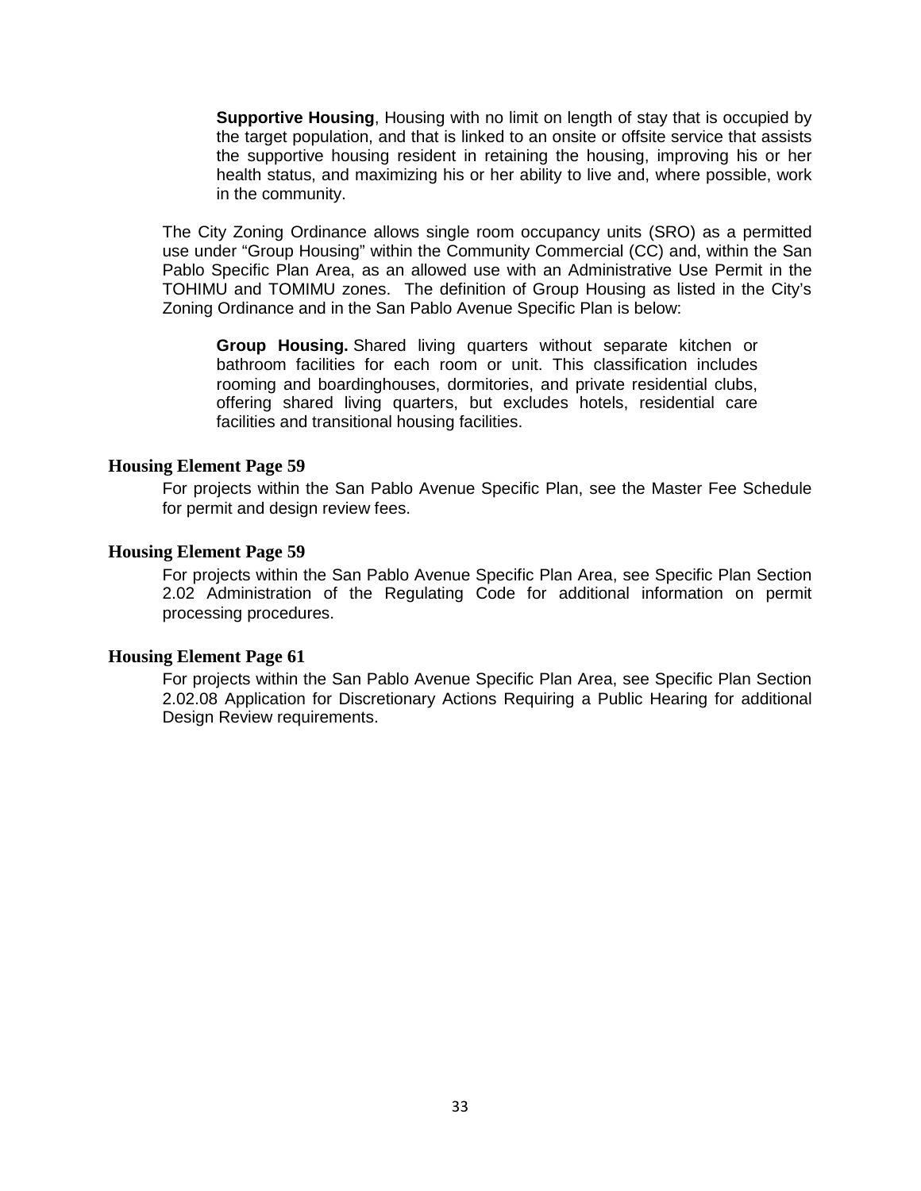> **Supportive Housing**, Housing with no limit on length of stay that is occupied by the target population, and that is linked to an onsite or offsite service that assists the supportive housing resident in retaining the housing, improving his or her health status, and maximizing his or her ability to live and, where possible, work in the community.

The City Zoning Ordinance allows single room occupancy units (SRO) as a permitted use under "Group Housing" within the Community Commercial (CC) and, within the San Pablo Specific Plan Area, as an allowed use with an Administrative Use Permit in the TOHIMU and TOMIMU zones. The definition of Group Housing as listed in the City's Zoning Ordinance and in the San Pablo Avenue Specific Plan is below:

> **Group Housing.** Shared living quarters without separate kitchen or bathroom facilities for each room or unit. This classification includes rooming and boardinghouses, dormitories, and private residential clubs, offering shared living quarters, but excludes hotels, residential care facilities and transitional housing facilities.

### Housing Element Page 59

For projects within the San Pablo Avenue Specific Plan, see the Master Fee Schedule for permit and design review fees.

### Housing Element Page 59

For projects within the San Pablo Avenue Specific Plan Area, see Specific Plan Section 2.02 Administration of the Regulating Code for additional information on permit processing procedures.

### Housing Element Page 61

For projects within the San Pablo Avenue Specific Plan Area, see Specific Plan Section 2.02.08 Application for Discretionary Actions Requiring a Public Hearing for additional Design Review requirements.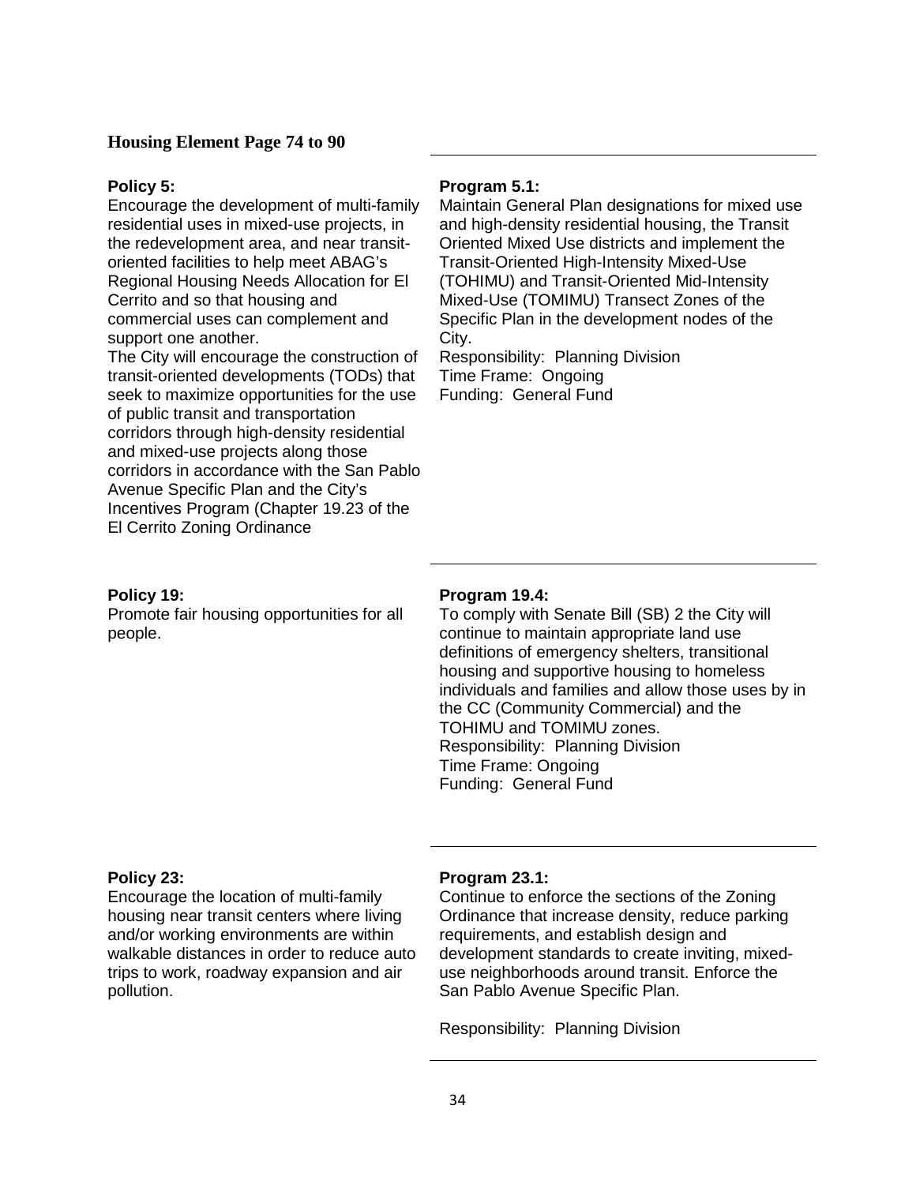### Housing Element Page 74 to 90

| Policy | Program |
| --- | --- |
| **Policy 5:**<br>Encourage the development of multi-family residential uses in mixed-use projects, in the redevelopment area, and near transit-oriented facilities to help meet ABAG's Regional Housing Needs Allocation for El Cerrito and so that housing and commercial uses can complement and support one another.<br>The City will encourage the construction of transit-oriented developments (TODs) that seek to maximize opportunities for the use of public transit and transportation corridors through high-density residential and mixed-use projects along those corridors in accordance with the San Pablo Avenue Specific Plan and the City's Incentives Program (Chapter 19.23 of the El Cerrito Zoning Ordinance | **Program 5.1:**<br>Maintain General Plan designations for mixed use and high-density residential housing, the Transit Oriented Mixed Use districts and implement the Transit-Oriented High-Intensity Mixed-Use (TOHIMU) and Transit-Oriented Mid-Intensity Mixed-Use (TOMIMU) Transect Zones of the Specific Plan in the development nodes of the City.<br>Responsibility: Planning Division<br>Time Frame: Ongoing<br>Funding: General Fund |
| **Policy 19:**<br>Promote fair housing opportunities for all people. | **Program 19.4:**<br>To comply with Senate Bill (SB) 2 the City will continue to maintain appropriate land use definitions of emergency shelters, transitional housing and supportive housing to homeless individuals and families and allow those uses by in the CC (Community Commercial) and the TOHIMU and TOMIMU zones.<br>Responsibility: Planning Division<br>Time Frame: Ongoing<br>Funding: General Fund |
| **Policy 23:**<br>Encourage the location of multi-family housing near transit centers where living and/or working environments are within walkable distances in order to reduce auto trips to work, roadway expansion and air pollution. | **Program 23.1:**<br>Continue to enforce the sections of the Zoning Ordinance that increase density, reduce parking requirements, and establish design and development standards to create inviting, mixed-use neighborhoods around transit. Enforce the San Pablo Avenue Specific Plan.<br><br>Responsibility: Planning Division |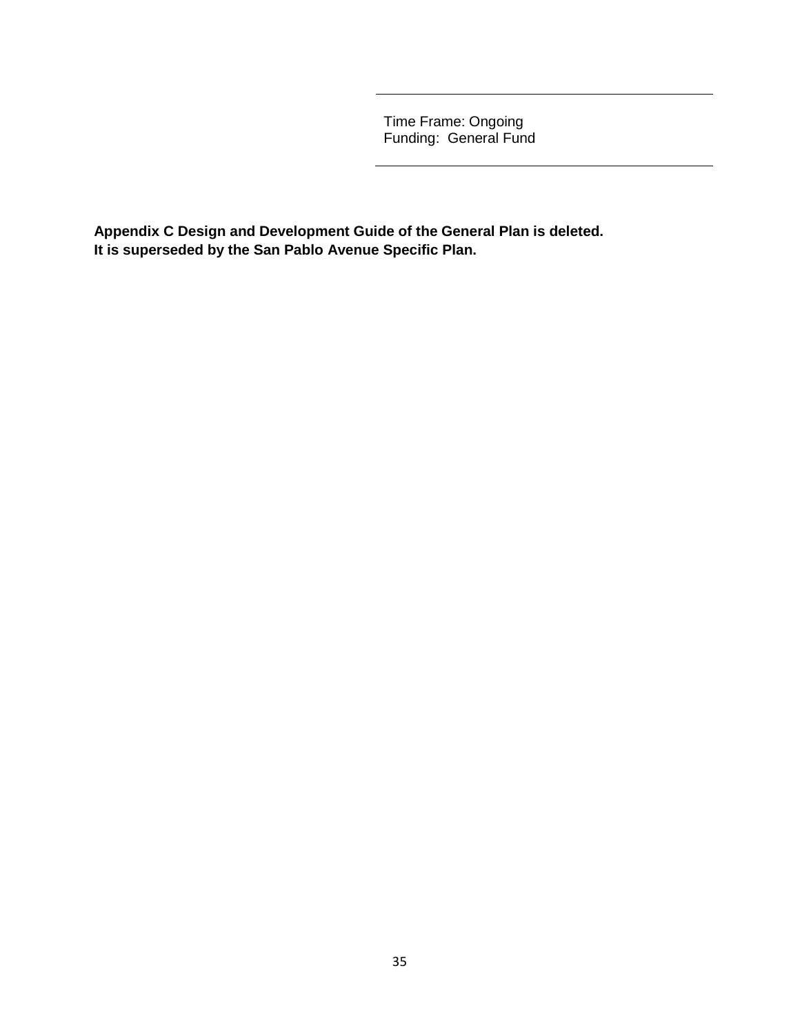Time Frame: Ongoing
Funding: General Fund

---

**Appendix C Design and Development Guide of the General Plan is deleted. It is superseded by the San Pablo Avenue Specific Plan.**